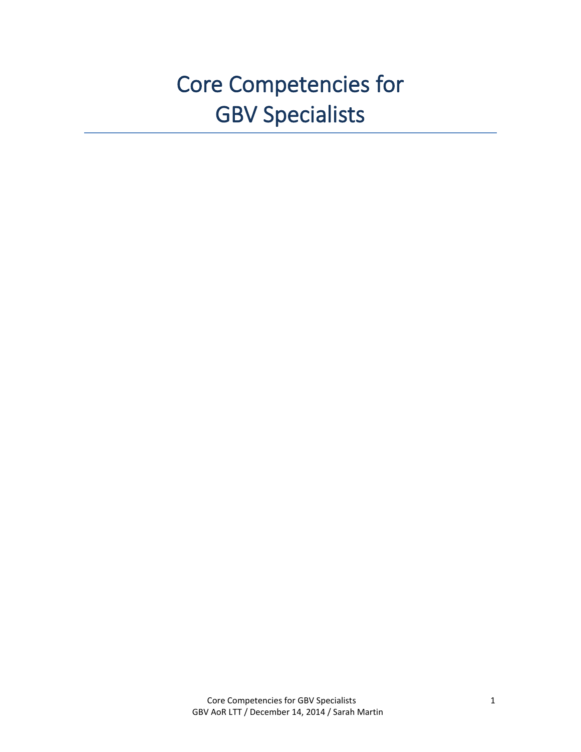# Core Competencies for GBV Specialists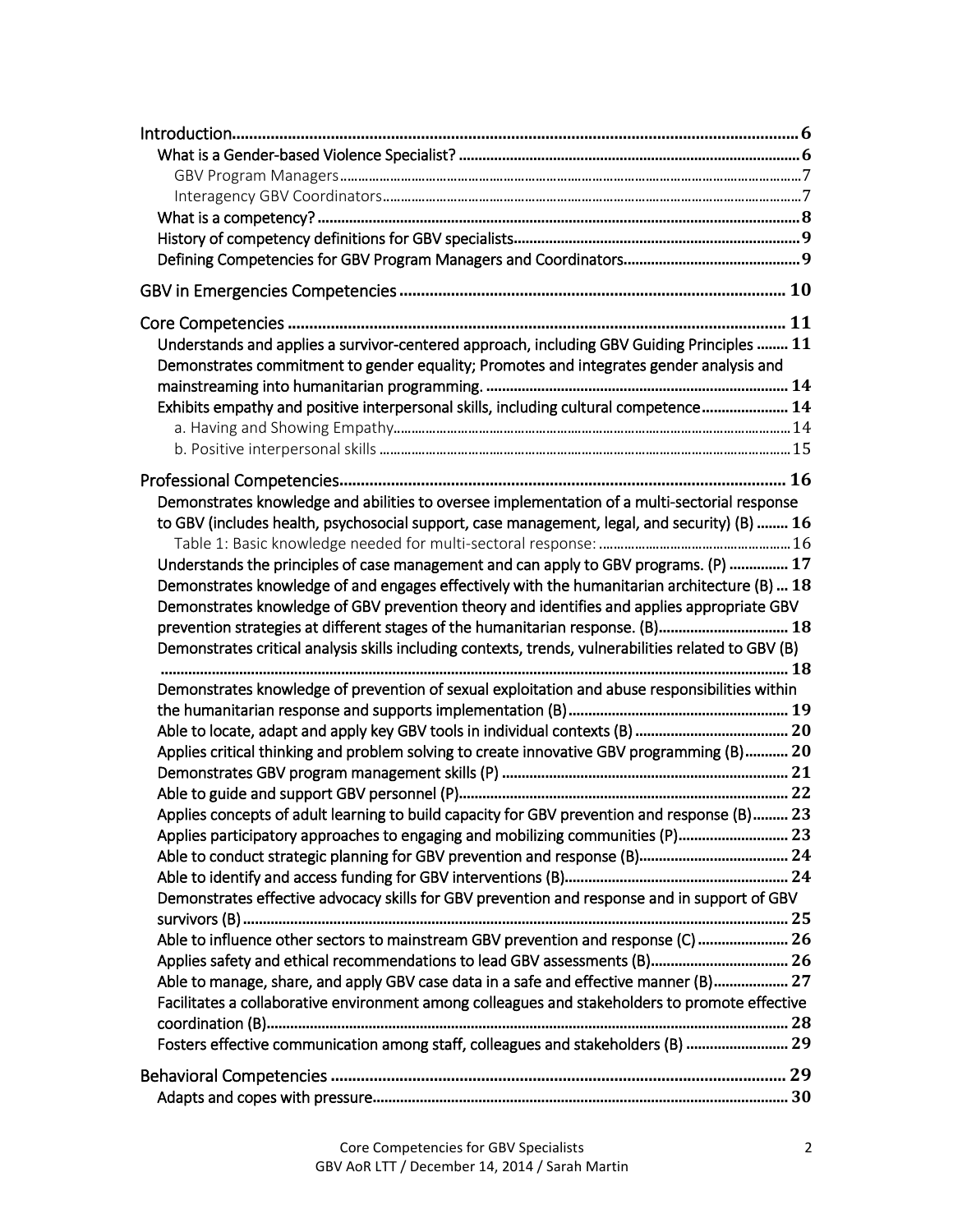Introduction ........................................................................................................ 6

- What is a Gender-based Violence Specialist? ........................................................ 6
  - GBV Program Managers ........................................................................................ 7
  - Interagency GBV Coordinators ................................................................................ 7
- What is a competency? ........................................................................................ 8
- History of competency definitions for GBV specialists ............................................ 9
- Defining Competencies for GBV Program Managers and Coordinators ....................... 9

GBV in Emergencies Competencies .......................................................................... 10

Core Competencies ................................................................................................ 11

- Understands and applies a survivor-centered approach, including GBV Guiding Principles ........ 11
- Demonstrates commitment to gender equality; Promotes and integrates gender analysis and mainstreaming into humanitarian programming. ........................................................ 14
- Exhibits empathy and positive interpersonal skills, including cultural competence ........ 14
  - a. Having and Showing Empathy .............................................................................. 14
  - b. Positive interpersonal skills .................................................................................. 15

Professional Competencies ...................................................................................... 16

- Demonstrates knowledge and abilities to oversee implementation of a multi-sectorial response to GBV (includes health, psychosocial support, case management, legal, and security) (B) ........ 16
  - Table 1: Basic knowledge needed for multi-sectoral response: .................................... 16
- Understands the principles of case management and can apply to GBV programs. (P) ............... 17
- Demonstrates knowledge of and engages effectively with the humanitarian architecture (B) ... 18
- Demonstrates knowledge of GBV prevention theory and identifies and applies appropriate GBV prevention strategies at different stages of the humanitarian response. (B) ................................ 18
- Demonstrates critical analysis skills including contexts, trends, vulnerabilities related to GBV (B) ........ 18
- Demonstrates knowledge of prevention of sexual exploitation and abuse responsibilities within the humanitarian response and supports implementation (B) ........................................ 19
- Able to locate, adapt and apply key GBV tools in individual contexts (B) .......................... 20
- Applies critical thinking and problem solving to create innovative GBV programming (B) ........... 20
- Demonstrates GBV program management skills (P) ........................................................ 21
- Able to guide and support GBV personnel (P) .................................................................. 22
- Applies concepts of adult learning to build capacity for GBV prevention and response (B) ......... 23
- Applies participatory approaches to engaging and mobilizing communities (P) ......................... 23
- Able to conduct strategic planning for GBV prevention and response (B) .............................. 24
- Able to identify and access funding for GBV interventions (B) ............................................ 24
- Demonstrates effective advocacy skills for GBV prevention and response and in support of GBV survivors (B) ........................................................................................................ 25
- Able to influence other sectors to mainstream GBV prevention and response (C) ...................... 26
- Applies safety and ethical recommendations to lead GBV assessments (B) ............................ 26
- Able to manage, share, and apply GBV case data in a safe and effective manner (B) ................... 27
- Facilitates a collaborative environment among colleagues and stakeholders to promote effective coordination (B) ................................................................................................. 28
- Fosters effective communication among staff, colleagues and stakeholders (B) ........................ 29

Behavioral Competencies ......................................................................................... 29

- Adapts and copes with pressure ........................................................................................ 30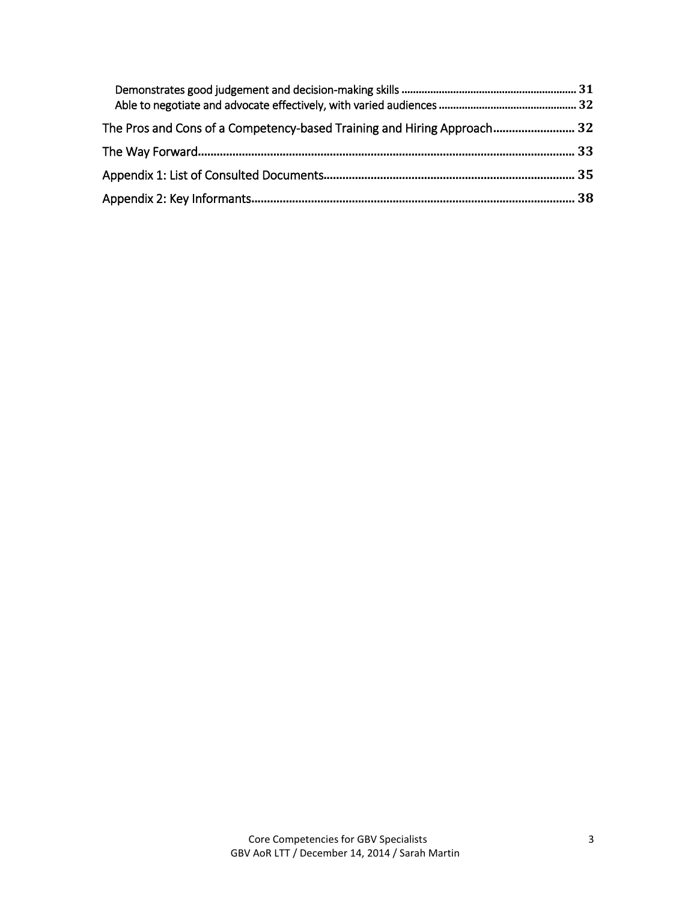Demonstrates good judgement and decision-making skills ........................................................... 31
Able to negotiate and advocate effectively, with varied audiences ............................................... 32

The Pros and Cons of a Competency-based Training and Hiring Approach.......................... 32

The Way Forward....................................................................................................................... 33

Appendix 1: List of Consulted Documents............................................................................... 35

Appendix 2: Key Informants...................................................................................................... 38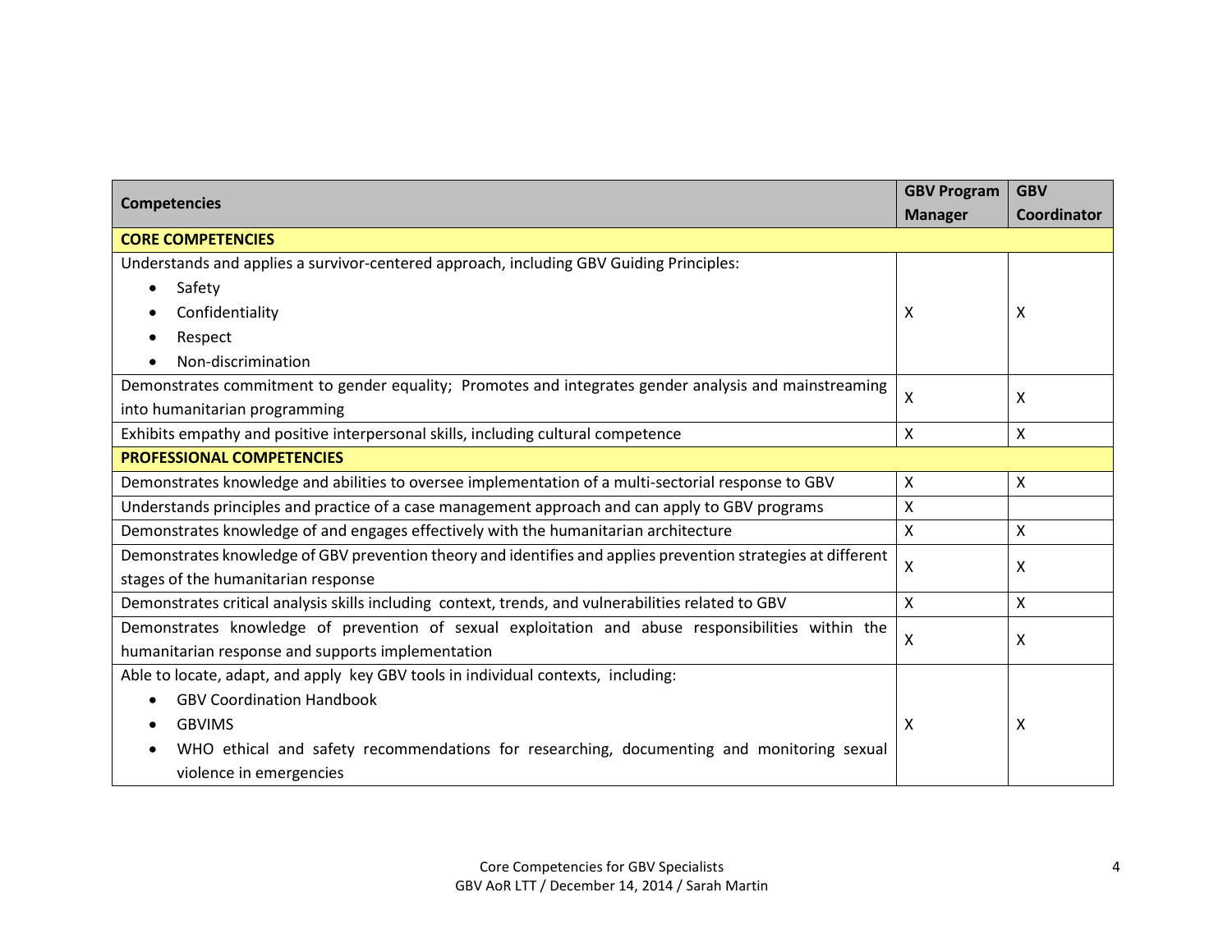| Competencies | GBV Program Manager | GBV Coordinator |
|---|---|---|
| **CORE COMPETENCIES** | | |
| Understands and applies a survivor-centered approach, including GBV Guiding Principles:<br>• Safety<br>• Confidentiality<br>• Respect<br>• Non-discrimination | X | X |
| Demonstrates commitment to gender equality; Promotes and integrates gender analysis and mainstreaming into humanitarian programming | X | X |
| Exhibits empathy and positive interpersonal skills, including cultural competence | X | X |
| **PROFESSIONAL COMPETENCIES** | | |
| Demonstrates knowledge and abilities to oversee implementation of a multi-sectorial response to GBV | X | X |
| Understands principles and practice of a case management approach and can apply to GBV programs | X | |
| Demonstrates knowledge of and engages effectively with the humanitarian architecture | X | X |
| Demonstrates knowledge of GBV prevention theory and identifies and applies prevention strategies at different stages of the humanitarian response | X | X |
| Demonstrates critical analysis skills including context, trends, and vulnerabilities related to GBV | X | X |
| Demonstrates knowledge of prevention of sexual exploitation and abuse responsibilities within the humanitarian response and supports implementation | X | X |
| Able to locate, adapt, and apply key GBV tools in individual contexts, including:<br>• GBV Coordination Handbook<br>• GBVIMS<br>• WHO ethical and safety recommendations for researching, documenting and monitoring sexual violence in emergencies | X | X |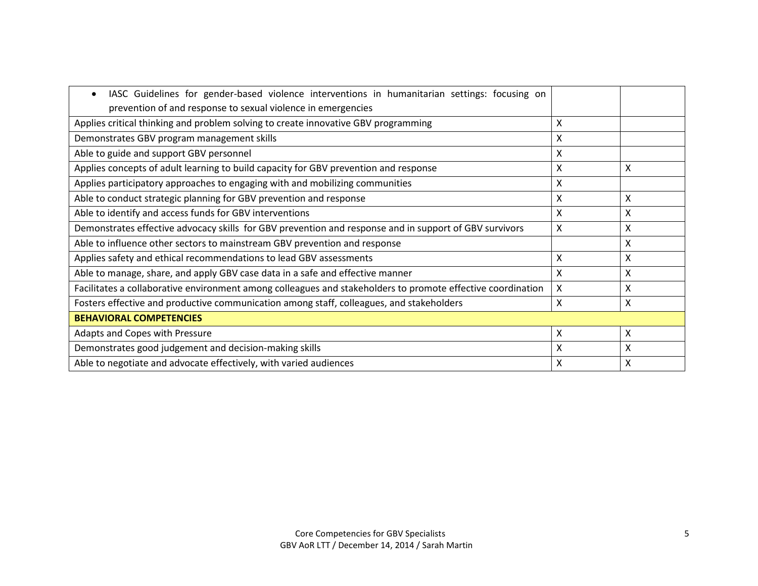| | | |
|---|---|---|
| • IASC Guidelines for gender-based violence interventions in humanitarian settings: focusing on prevention of and response to sexual violence in emergencies | | |
| Applies critical thinking and problem solving to create innovative GBV programming | X | |
| Demonstrates GBV program management skills | X | |
| Able to guide and support GBV personnel | X | |
| Applies concepts of adult learning to build capacity for GBV prevention and response | X | X |
| Applies participatory approaches to engaging with and mobilizing communities | X | |
| Able to conduct strategic planning for GBV prevention and response | X | X |
| Able to identify and access funds for GBV interventions | X | X |
| Demonstrates effective advocacy skills for GBV prevention and response and in support of GBV survivors | X | X |
| Able to influence other sectors to mainstream GBV prevention and response | | X |
| Applies safety and ethical recommendations to lead GBV assessments | X | X |
| Able to manage, share, and apply GBV case data in a safe and effective manner | X | X |
| Facilitates a collaborative environment among colleagues and stakeholders to promote effective coordination | X | X |
| Fosters effective and productive communication among staff, colleagues, and stakeholders | X | X |
| **BEHAVIORAL COMPETENCIES** | | |
| Adapts and Copes with Pressure | X | X |
| Demonstrates good judgement and decision-making skills | X | X |
| Able to negotiate and advocate effectively, with varied audiences | X | X |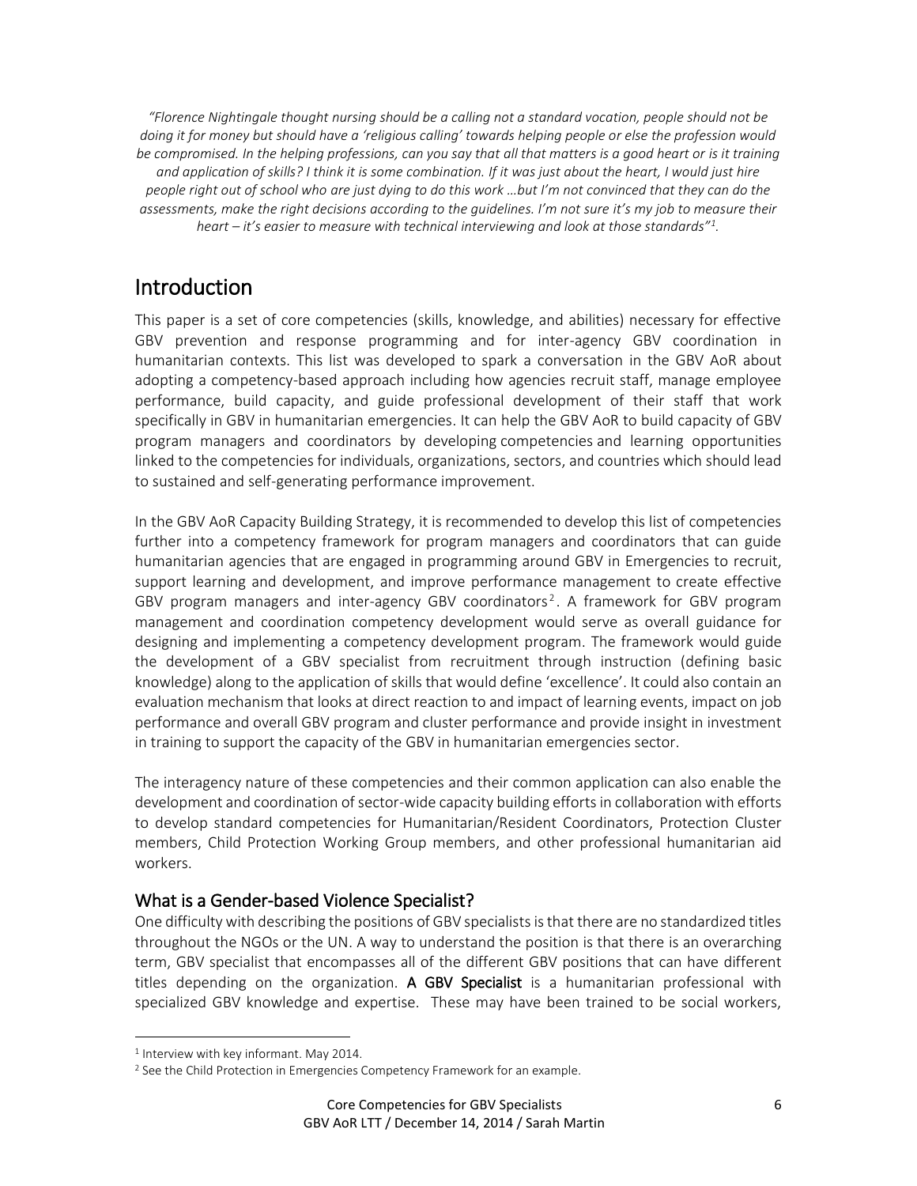*"Florence Nightingale thought nursing should be a calling not a standard vocation, people should not be doing it for money but should have a 'religious calling' towards helping people or else the profession would be compromised. In the helping professions, can you say that all that matters is a good heart or is it training and application of skills? I think it is some combination. If it was just about the heart, I would just hire people right out of school who are just dying to do this work …but I'm not convinced that they can do the assessments, make the right decisions according to the guidelines. I'm not sure it's my job to measure their heart – it's easier to measure with technical interviewing and look at those standards"[1].*

# Introduction

This paper is a set of core competencies (skills, knowledge, and abilities) necessary for effective GBV prevention and response programming and for inter-agency GBV coordination in humanitarian contexts. This list was developed to spark a conversation in the GBV AoR about adopting a competency-based approach including how agencies recruit staff, manage employee performance, build capacity, and guide professional development of their staff that work specifically in GBV in humanitarian emergencies. It can help the GBV AoR to build capacity of GBV program managers and coordinators by developing competencies and learning opportunities linked to the competencies for individuals, organizations, sectors, and countries which should lead to sustained and self-generating performance improvement.

In the GBV AoR Capacity Building Strategy, it is recommended to develop this list of competencies further into a competency framework for program managers and coordinators that can guide humanitarian agencies that are engaged in programming around GBV in Emergencies to recruit, support learning and development, and improve performance management to create effective GBV program managers and inter-agency GBV coordinators[2]. A framework for GBV program management and coordination competency development would serve as overall guidance for designing and implementing a competency development program. The framework would guide the development of a GBV specialist from recruitment through instruction (defining basic knowledge) along to the application of skills that would define 'excellence'. It could also contain an evaluation mechanism that looks at direct reaction to and impact of learning events, impact on job performance and overall GBV program and cluster performance and provide insight in investment in training to support the capacity of the GBV in humanitarian emergencies sector.

The interagency nature of these competencies and their common application can also enable the development and coordination of sector-wide capacity building efforts in collaboration with efforts to develop standard competencies for Humanitarian/Resident Coordinators, Protection Cluster members, Child Protection Working Group members, and other professional humanitarian aid workers.

## What is a Gender-based Violence Specialist?

One difficulty with describing the positions of GBV specialists is that there are no standardized titles throughout the NGOs or the UN. A way to understand the position is that there is an overarching term, GBV specialist that encompasses all of the different GBV positions that can have different titles depending on the organization. **A GBV Specialist** is a humanitarian professional with specialized GBV knowledge and expertise. These may have been trained to be social workers,

[1] Interview with key informant. May 2014.

[2] See the Child Protection in Emergencies Competency Framework for an example.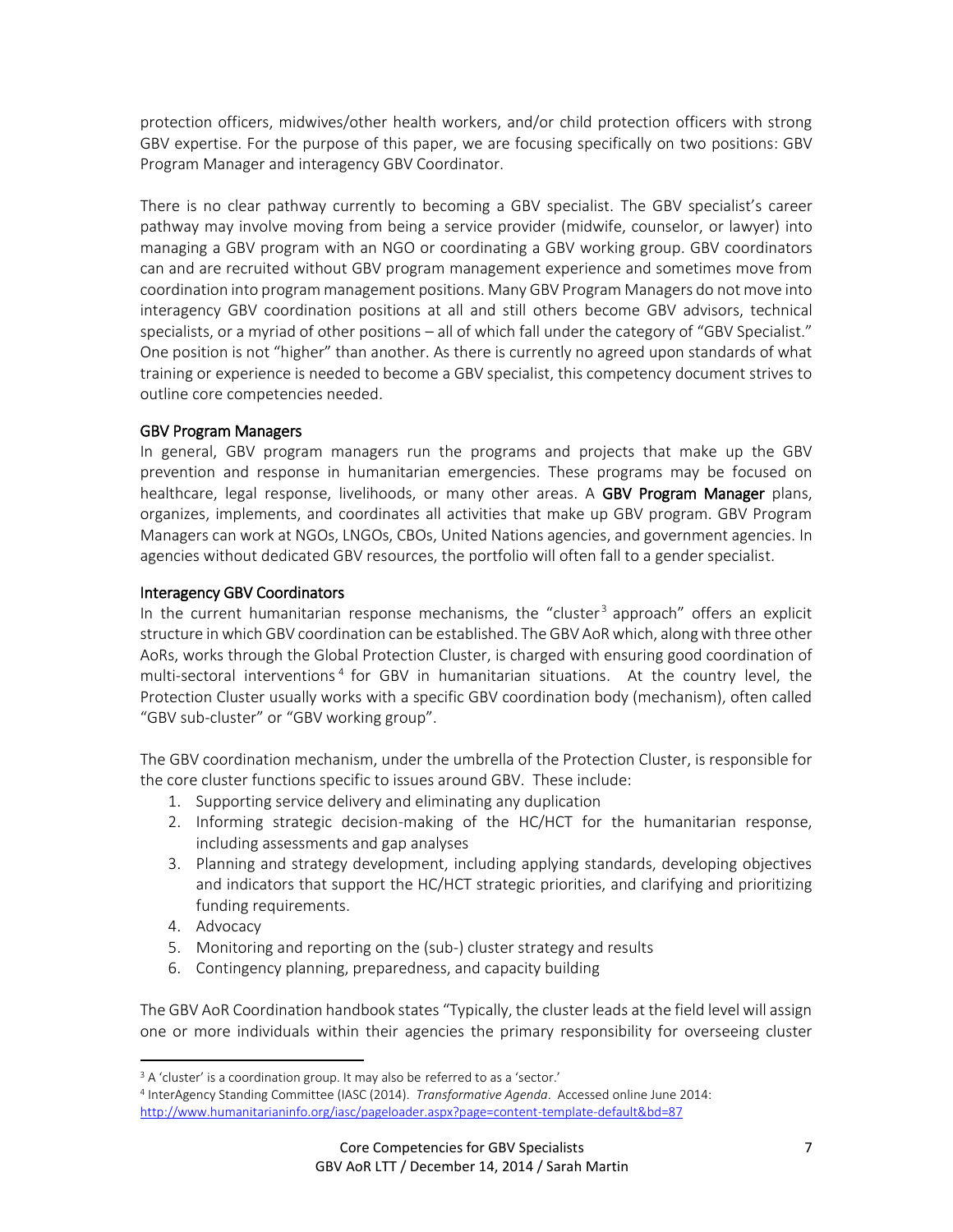protection officers, midwives/other health workers, and/or child protection officers with strong GBV expertise. For the purpose of this paper, we are focusing specifically on two positions: GBV Program Manager and interagency GBV Coordinator.

There is no clear pathway currently to becoming a GBV specialist. The GBV specialist's career pathway may involve moving from being a service provider (midwife, counselor, or lawyer) into managing a GBV program with an NGO or coordinating a GBV working group. GBV coordinators can and are recruited without GBV program management experience and sometimes move from coordination into program management positions. Many GBV Program Managers do not move into interagency GBV coordination positions at all and still others become GBV advisors, technical specialists, or a myriad of other positions – all of which fall under the category of "GBV Specialist." One position is not "higher" than another. As there is currently no agreed upon standards of what training or experience is needed to become a GBV specialist, this competency document strives to outline core competencies needed.

### GBV Program Managers

In general, GBV program managers run the programs and projects that make up the GBV prevention and response in humanitarian emergencies. These programs may be focused on healthcare, legal response, livelihoods, or many other areas. A **GBV Program Manager** plans, organizes, implements, and coordinates all activities that make up GBV program. GBV Program Managers can work at NGOs, LNGOs, CBOs, United Nations agencies, and government agencies. In agencies without dedicated GBV resources, the portfolio will often fall to a gender specialist.

### Interagency GBV Coordinators

In the current humanitarian response mechanisms, the "cluster[3] approach" offers an explicit structure in which GBV coordination can be established. The GBV AoR which, along with three other AoRs, works through the Global Protection Cluster, is charged with ensuring good coordination of multi-sectoral interventions[4] for GBV in humanitarian situations. At the country level, the Protection Cluster usually works with a specific GBV coordination body (mechanism), often called "GBV sub-cluster" or "GBV working group".

The GBV coordination mechanism, under the umbrella of the Protection Cluster, is responsible for the core cluster functions specific to issues around GBV. These include:

1. Supporting service delivery and eliminating any duplication
2. Informing strategic decision-making of the HC/HCT for the humanitarian response, including assessments and gap analyses
3. Planning and strategy development, including applying standards, developing objectives and indicators that support the HC/HCT strategic priorities, and clarifying and prioritizing funding requirements.
4. Advocacy
5. Monitoring and reporting on the (sub-) cluster strategy and results
6. Contingency planning, preparedness, and capacity building

The GBV AoR Coordination handbook states "Typically, the cluster leads at the field level will assign one or more individuals within their agencies the primary responsibility for overseeing cluster

[3] A 'cluster' is a coordination group. It may also be referred to as a 'sector.'

[4] InterAgency Standing Committee (IASC (2014). *Transformative Agenda*. Accessed online June 2014: http://www.humanitarianinfo.org/iasc/pageloader.aspx?page=content-template-default&bd=87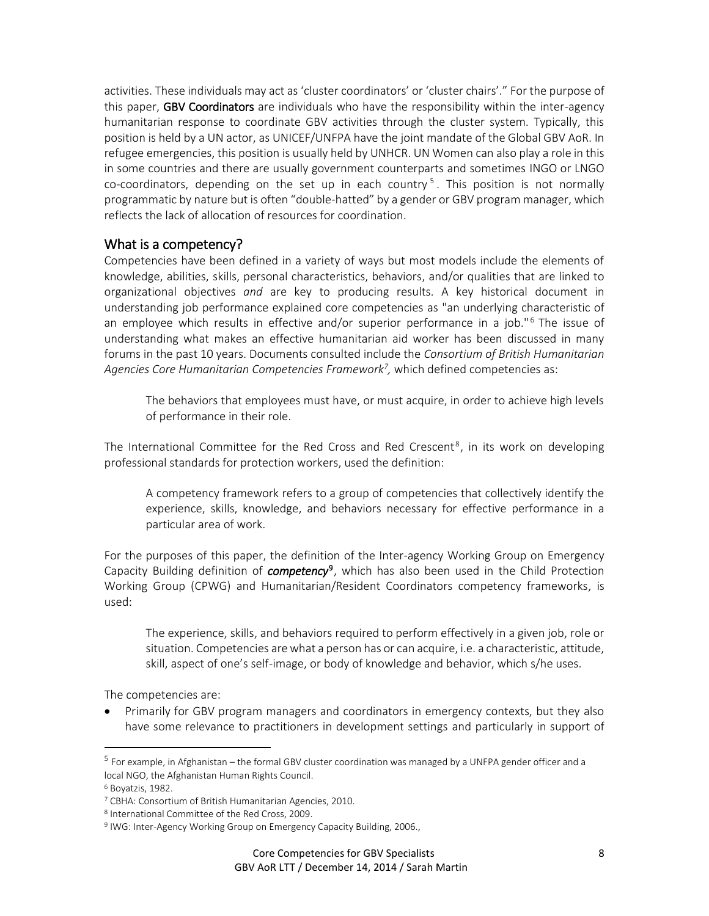activities. These individuals may act as 'cluster coordinators' or 'cluster chairs'." For the purpose of this paper, **GBV Coordinators** are individuals who have the responsibility within the inter-agency humanitarian response to coordinate GBV activities through the cluster system. Typically, this position is held by a UN actor, as UNICEF/UNFPA have the joint mandate of the Global GBV AoR. In refugee emergencies, this position is usually held by UNHCR. UN Women can also play a role in this in some countries and there are usually government counterparts and sometimes INGO or LNGO co-coordinators, depending on the set up in each country[5]. This position is not normally programmatic by nature but is often "double-hatted" by a gender or GBV program manager, which reflects the lack of allocation of resources for coordination.

## What is a competency?

Competencies have been defined in a variety of ways but most models include the elements of knowledge, abilities, skills, personal characteristics, behaviors, and/or qualities that are linked to organizational objectives *and* are key to producing results. A key historical document in understanding job performance explained core competencies as "an underlying characteristic of an employee which results in effective and/or superior performance in a job."[6] The issue of understanding what makes an effective humanitarian aid worker has been discussed in many forums in the past 10 years. Documents consulted include the *Consortium of British Humanitarian Agencies Core Humanitarian Competencies Framework*[7]*,* which defined competencies as:

> The behaviors that employees must have, or must acquire, in order to achieve high levels of performance in their role.

The International Committee for the Red Cross and Red Crescent[8], in its work on developing professional standards for protection workers, used the definition:

> A competency framework refers to a group of competencies that collectively identify the experience, skills, knowledge, and behaviors necessary for effective performance in a particular area of work.

For the purposes of this paper, the definition of the Inter-agency Working Group on Emergency Capacity Building definition of ***competency***[9], which has also been used in the Child Protection Working Group (CPWG) and Humanitarian/Resident Coordinators competency frameworks, is used:

> The experience, skills, and behaviors required to perform effectively in a given job, role or situation. Competencies are what a person has or can acquire, i.e. a characteristic, attitude, skill, aspect of one's self-image, or body of knowledge and behavior, which s/he uses.

The competencies are:

- Primarily for GBV program managers and coordinators in emergency contexts, but they also have some relevance to practitioners in development settings and particularly in support of

---

[5] For example, in Afghanistan – the formal GBV cluster coordination was managed by a UNFPA gender officer and a local NGO, the Afghanistan Human Rights Council.

[6] Boyatzis, 1982.

[7] CBHA: Consortium of British Humanitarian Agencies, 2010.

[8] International Committee of the Red Cross, 2009.

[9] IWG: Inter-Agency Working Group on Emergency Capacity Building, 2006.,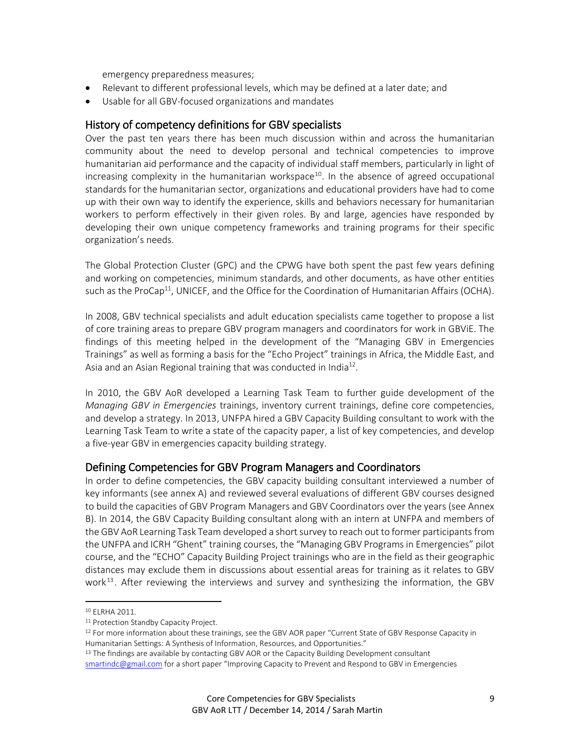emergency preparedness measures;

- Relevant to different professional levels, which may be defined at a later date; and
- Usable for all GBV-focused organizations and mandates

## History of competency definitions for GBV specialists

Over the past ten years there has been much discussion within and across the humanitarian community about the need to develop personal and technical competencies to improve humanitarian aid performance and the capacity of individual staff members, particularly in light of increasing complexity in the humanitarian workspace[10]. In the absence of agreed occupational standards for the humanitarian sector, organizations and educational providers have had to come up with their own way to identify the experience, skills and behaviors necessary for humanitarian workers to perform effectively in their given roles. By and large, agencies have responded by developing their own unique competency frameworks and training programs for their specific organization's needs.

The Global Protection Cluster (GPC) and the CPWG have both spent the past few years defining and working on competencies, minimum standards, and other documents, as have other entities such as the ProCap[11], UNICEF, and the Office for the Coordination of Humanitarian Affairs (OCHA).

In 2008, GBV technical specialists and adult education specialists came together to propose a list of core training areas to prepare GBV program managers and coordinators for work in GBViE. The findings of this meeting helped in the development of the "Managing GBV in Emergencies Trainings" as well as forming a basis for the "Echo Project" trainings in Africa, the Middle East, and Asia and an Asian Regional training that was conducted in India[12].

In 2010, the GBV AoR developed a Learning Task Team to further guide development of the *Managing GBV in Emergencies* trainings, inventory current trainings, define core competencies, and develop a strategy. In 2013, UNFPA hired a GBV Capacity Building consultant to work with the Learning Task Team to write a state of the capacity paper, a list of key competencies, and develop a five-year GBV in emergencies capacity building strategy.

## Defining Competencies for GBV Program Managers and Coordinators

In order to define competencies, the GBV capacity building consultant interviewed a number of key informants (see annex A) and reviewed several evaluations of different GBV courses designed to build the capacities of GBV Program Managers and GBV Coordinators over the years (see Annex B). In 2014, the GBV Capacity Building consultant along with an intern at UNFPA and members of the GBV AoR Learning Task Team developed a short survey to reach out to former participants from the UNFPA and ICRH "Ghent" training courses, the "Managing GBV Programs in Emergencies" pilot course, and the "ECHO" Capacity Building Project trainings who are in the field as their geographic distances may exclude them in discussions about essential areas for training as it relates to GBV work[13]. After reviewing the interviews and survey and synthesizing the information, the GBV

---

[10] ELRHA 2011.

[11] Protection Standby Capacity Project.

[12] For more information about these trainings, see the GBV AOR paper "Current State of GBV Response Capacity in Humanitarian Settings: A Synthesis of Information, Resources, and Opportunities."

[13] The findings are available by contacting GBV AOR or the Capacity Building Development consultant smartindc@gmail.com for a short paper "Improving Capacity to Prevent and Respond to GBV in Emergencies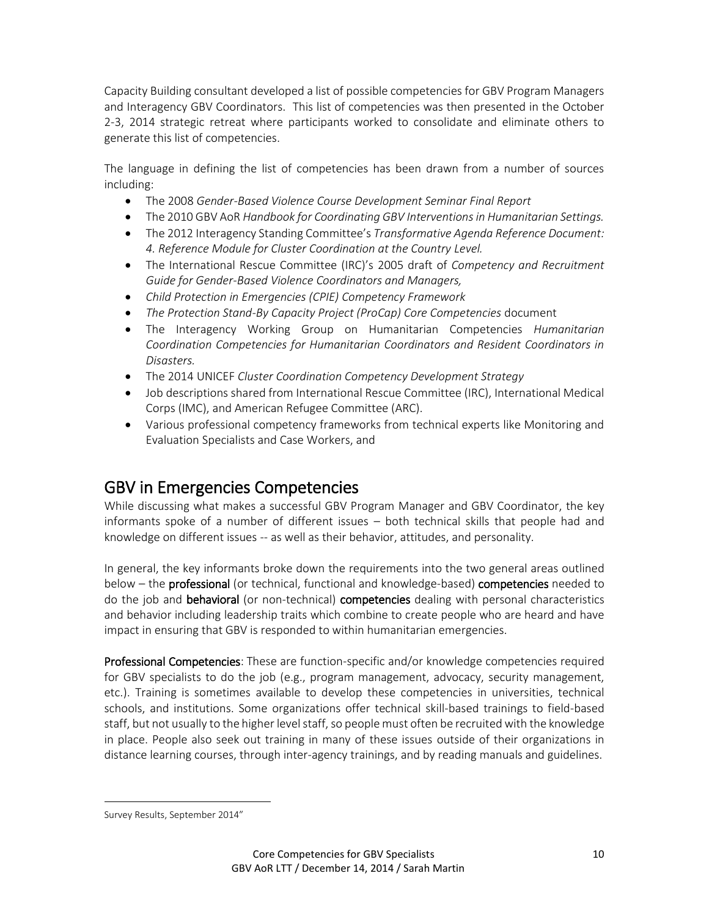Capacity Building consultant developed a list of possible competencies for GBV Program Managers and Interagency GBV Coordinators. This list of competencies was then presented in the October 2-3, 2014 strategic retreat where participants worked to consolidate and eliminate others to generate this list of competencies.

The language in defining the list of competencies has been drawn from a number of sources including:

- The 2008 *Gender-Based Violence Course Development Seminar Final Report*
- The 2010 GBV AoR *Handbook for Coordinating GBV Interventions in Humanitarian Settings.*
- The 2012 Interagency Standing Committee's *Transformative Agenda Reference Document: 4. Reference Module for Cluster Coordination at the Country Level.*
- The International Rescue Committee (IRC)'s 2005 draft of *Competency and Recruitment Guide for Gender-Based Violence Coordinators and Managers,*
- *Child Protection in Emergencies (CPIE) Competency Framework*
- *The Protection Stand-By Capacity Project (ProCap) Core Competencies* document
- The Interagency Working Group on Humanitarian Competencies *Humanitarian Coordination Competencies for Humanitarian Coordinators and Resident Coordinators in Disasters.*
- The 2014 UNICEF *Cluster Coordination Competency Development Strategy*
- Job descriptions shared from International Rescue Committee (IRC), International Medical Corps (IMC), and American Refugee Committee (ARC).
- Various professional competency frameworks from technical experts like Monitoring and Evaluation Specialists and Case Workers, and

## GBV in Emergencies Competencies

While discussing what makes a successful GBV Program Manager and GBV Coordinator, the key informants spoke of a number of different issues – both technical skills that people had and knowledge on different issues -- as well as their behavior, attitudes, and personality.

In general, the key informants broke down the requirements into the two general areas outlined below – the **professional** (or technical, functional and knowledge-based) **competencies** needed to do the job and **behavioral** (or non-technical) **competencies** dealing with personal characteristics and behavior including leadership traits which combine to create people who are heard and have impact in ensuring that GBV is responded to within humanitarian emergencies.

**Professional Competencies**: These are function-specific and/or knowledge competencies required for GBV specialists to do the job (e.g., program management, advocacy, security management, etc.). Training is sometimes available to develop these competencies in universities, technical schools, and institutions. Some organizations offer technical skill-based trainings to field-based staff, but not usually to the higher level staff, so people must often be recruited with the knowledge in place. People also seek out training in many of these issues outside of their organizations in distance learning courses, through inter-agency trainings, and by reading manuals and guidelines.

---

Survey Results, September 2014"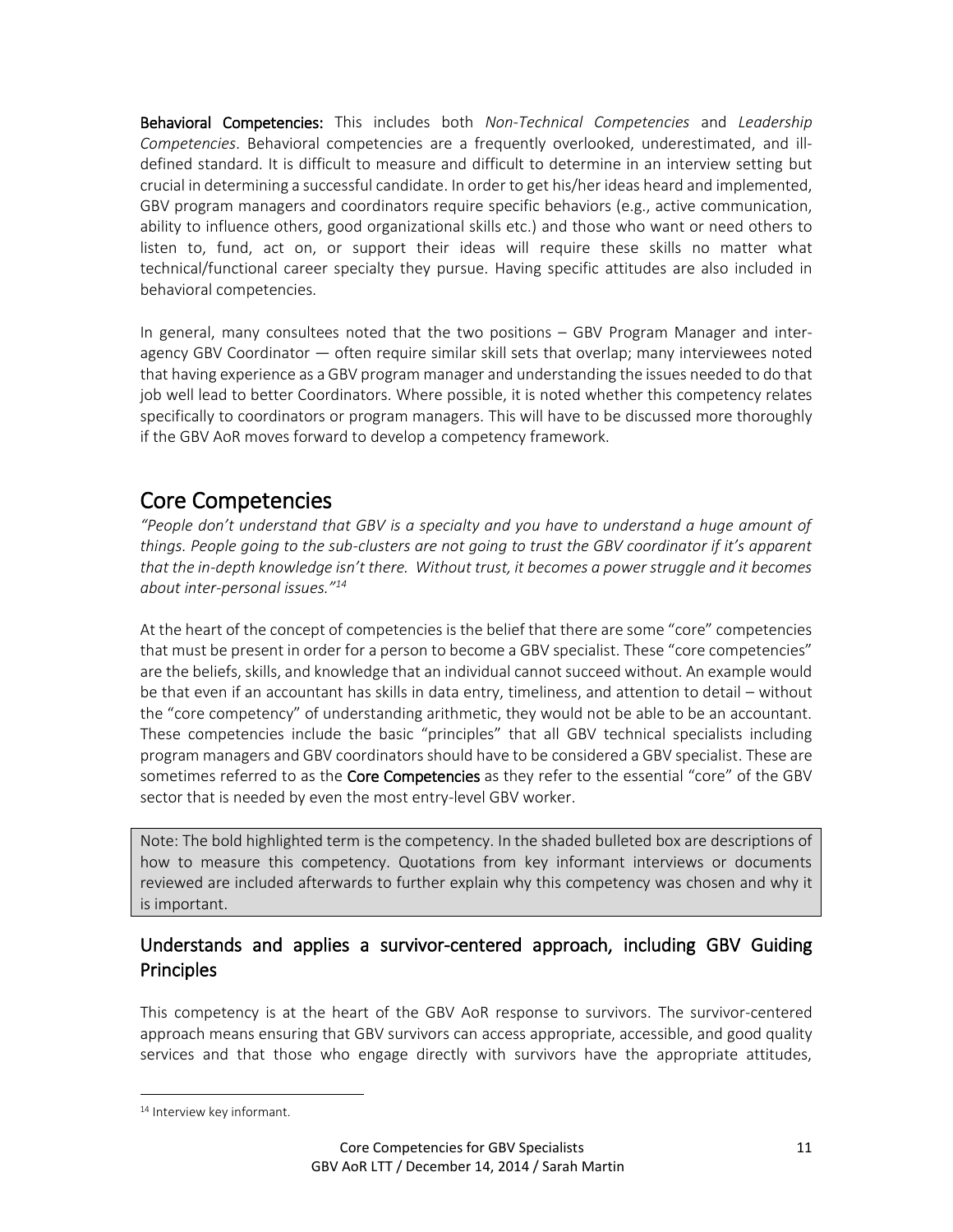**Behavioral Competencies:** This includes both *Non-Technical Competencies* and *Leadership Competencies*. Behavioral competencies are a frequently overlooked, underestimated, and ill-defined standard. It is difficult to measure and difficult to determine in an interview setting but crucial in determining a successful candidate. In order to get his/her ideas heard and implemented, GBV program managers and coordinators require specific behaviors (e.g., active communication, ability to influence others, good organizational skills etc.) and those who want or need others to listen to, fund, act on, or support their ideas will require these skills no matter what technical/functional career specialty they pursue. Having specific attitudes are also included in behavioral competencies.

In general, many consultees noted that the two positions – GBV Program Manager and inter-agency GBV Coordinator — often require similar skill sets that overlap; many interviewees noted that having experience as a GBV program manager and understanding the issues needed to do that job well lead to better Coordinators. Where possible, it is noted whether this competency relates specifically to coordinators or program managers. This will have to be discussed more thoroughly if the GBV AoR moves forward to develop a competency framework.

# Core Competencies

*"People don't understand that GBV is a specialty and you have to understand a huge amount of things. People going to the sub-clusters are not going to trust the GBV coordinator if it's apparent that the in-depth knowledge isn't there. Without trust, it becomes a power struggle and it becomes about inter-personal issues."*[14]

At the heart of the concept of competencies is the belief that there are some "core" competencies that must be present in order for a person to become a GBV specialist. These "core competencies" are the beliefs, skills, and knowledge that an individual cannot succeed without. An example would be that even if an accountant has skills in data entry, timeliness, and attention to detail – without the "core competency" of understanding arithmetic, they would not be able to be an accountant. These competencies include the basic "principles" that all GBV technical specialists including program managers and GBV coordinators should have to be considered a GBV specialist. These are sometimes referred to as the **Core Competencies** as they refer to the essential "core" of the GBV sector that is needed by even the most entry-level GBV worker.

> Note: The bold highlighted term is the competency. In the shaded bulleted box are descriptions of how to measure this competency. Quotations from key informant interviews or documents reviewed are included afterwards to further explain why this competency was chosen and why it is important.

## Understands and applies a survivor-centered approach, including GBV Guiding Principles

This competency is at the heart of the GBV AoR response to survivors. The survivor-centered approach means ensuring that GBV survivors can access appropriate, accessible, and good quality services and that those who engage directly with survivors have the appropriate attitudes,

---

[14] Interview key informant.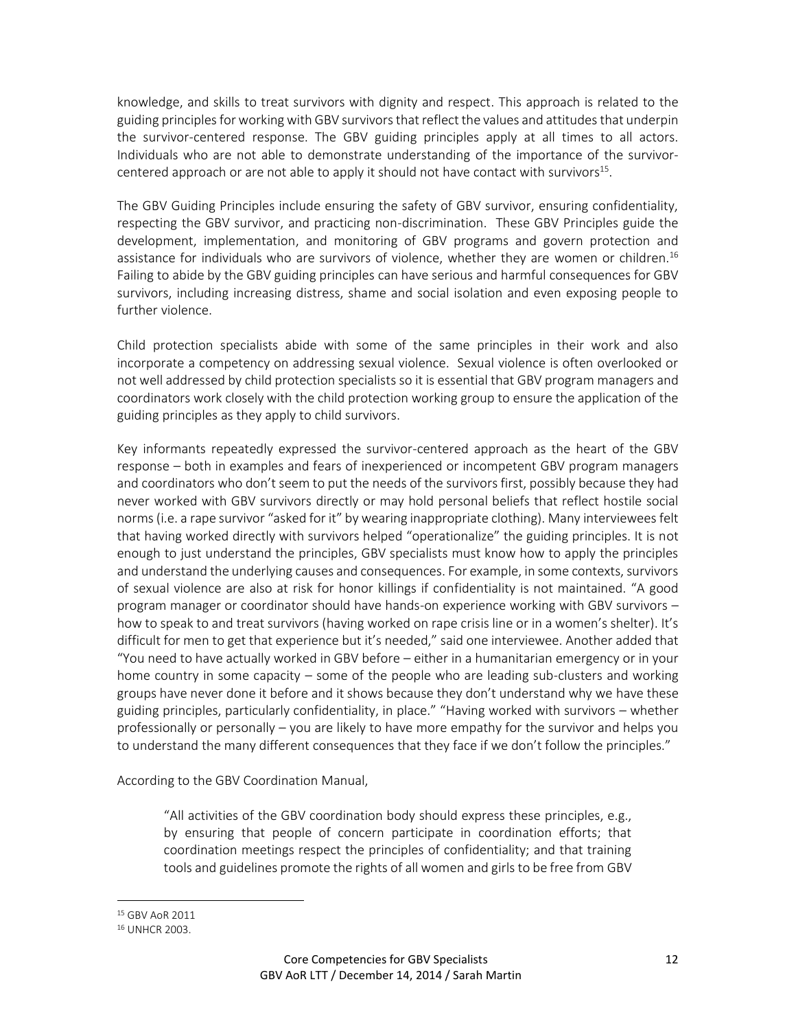knowledge, and skills to treat survivors with dignity and respect. This approach is related to the guiding principles for working with GBV survivors that reflect the values and attitudes that underpin the survivor-centered response. The GBV guiding principles apply at all times to all actors. Individuals who are not able to demonstrate understanding of the importance of the survivor-centered approach or are not able to apply it should not have contact with survivors[15].

The GBV Guiding Principles include ensuring the safety of GBV survivor, ensuring confidentiality, respecting the GBV survivor, and practicing non-discrimination. These GBV Principles guide the development, implementation, and monitoring of GBV programs and govern protection and assistance for individuals who are survivors of violence, whether they are women or children.[16] Failing to abide by the GBV guiding principles can have serious and harmful consequences for GBV survivors, including increasing distress, shame and social isolation and even exposing people to further violence.

Child protection specialists abide with some of the same principles in their work and also incorporate a competency on addressing sexual violence. Sexual violence is often overlooked or not well addressed by child protection specialists so it is essential that GBV program managers and coordinators work closely with the child protection working group to ensure the application of the guiding principles as they apply to child survivors.

Key informants repeatedly expressed the survivor-centered approach as the heart of the GBV response – both in examples and fears of inexperienced or incompetent GBV program managers and coordinators who don't seem to put the needs of the survivors first, possibly because they had never worked with GBV survivors directly or may hold personal beliefs that reflect hostile social norms (i.e. a rape survivor "asked for it" by wearing inappropriate clothing). Many interviewees felt that having worked directly with survivors helped "operationalize" the guiding principles. It is not enough to just understand the principles, GBV specialists must know how to apply the principles and understand the underlying causes and consequences. For example, in some contexts, survivors of sexual violence are also at risk for honor killings if confidentiality is not maintained. "A good program manager or coordinator should have hands-on experience working with GBV survivors – how to speak to and treat survivors (having worked on rape crisis line or in a women's shelter). It's difficult for men to get that experience but it's needed," said one interviewee. Another added that "You need to have actually worked in GBV before – either in a humanitarian emergency or in your home country in some capacity – some of the people who are leading sub-clusters and working groups have never done it before and it shows because they don't understand why we have these guiding principles, particularly confidentiality, in place." "Having worked with survivors – whether professionally or personally – you are likely to have more empathy for the survivor and helps you to understand the many different consequences that they face if we don't follow the principles."

According to the GBV Coordination Manual,

> "All activities of the GBV coordination body should express these principles, e.g., by ensuring that people of concern participate in coordination efforts; that coordination meetings respect the principles of confidentiality; and that training tools and guidelines promote the rights of all women and girls to be free from GBV

---

[15] GBV AoR 2011

[16] UNHCR 2003.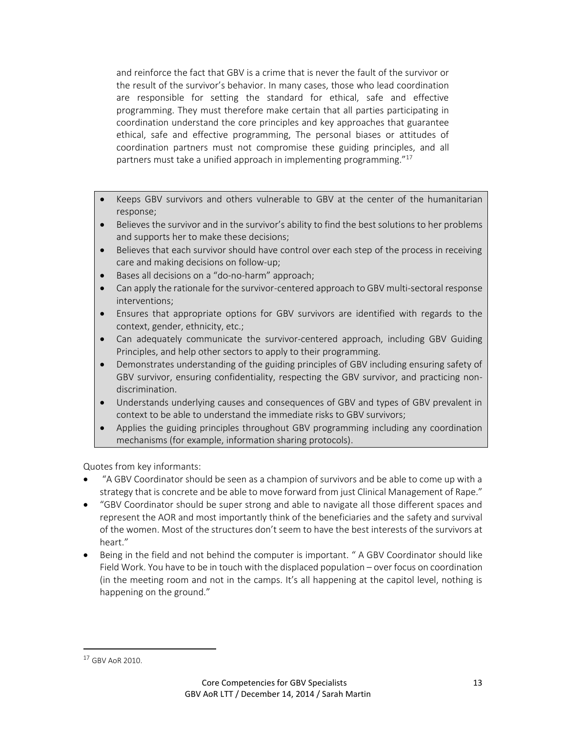and reinforce the fact that GBV is a crime that is never the fault of the survivor or the result of the survivor's behavior. In many cases, those who lead coordination are responsible for setting the standard for ethical, safe and effective programming. They must therefore make certain that all parties participating in coordination understand the core principles and key approaches that guarantee ethical, safe and effective programming, The personal biases or attitudes of coordination partners must not compromise these guiding principles, and all partners must take a unified approach in implementing programming."[17]

- Keeps GBV survivors and others vulnerable to GBV at the center of the humanitarian response;
- Believes the survivor and in the survivor's ability to find the best solutions to her problems and supports her to make these decisions;
- Believes that each survivor should have control over each step of the process in receiving care and making decisions on follow-up;
- Bases all decisions on a "do-no-harm" approach;
- Can apply the rationale for the survivor-centered approach to GBV multi-sectoral response interventions;
- Ensures that appropriate options for GBV survivors are identified with regards to the context, gender, ethnicity, etc.;
- Can adequately communicate the survivor-centered approach, including GBV Guiding Principles, and help other sectors to apply to their programming.
- Demonstrates understanding of the guiding principles of GBV including ensuring safety of GBV survivor, ensuring confidentiality, respecting the GBV survivor, and practicing non-discrimination.
- Understands underlying causes and consequences of GBV and types of GBV prevalent in context to be able to understand the immediate risks to GBV survivors;
- Applies the guiding principles throughout GBV programming including any coordination mechanisms (for example, information sharing protocols).

Quotes from key informants:

- "A GBV Coordinator should be seen as a champion of survivors and be able to come up with a strategy that is concrete and be able to move forward from just Clinical Management of Rape."
- "GBV Coordinator should be super strong and able to navigate all those different spaces and represent the AOR and most importantly think of the beneficiaries and the safety and survival of the women. Most of the structures don't seem to have the best interests of the survivors at heart."
- Being in the field and not behind the computer is important. " A GBV Coordinator should like Field Work. You have to be in touch with the displaced population – over focus on coordination (in the meeting room and not in the camps. It's all happening at the capitol level, nothing is happening on the ground."

[17] GBV AoR 2010.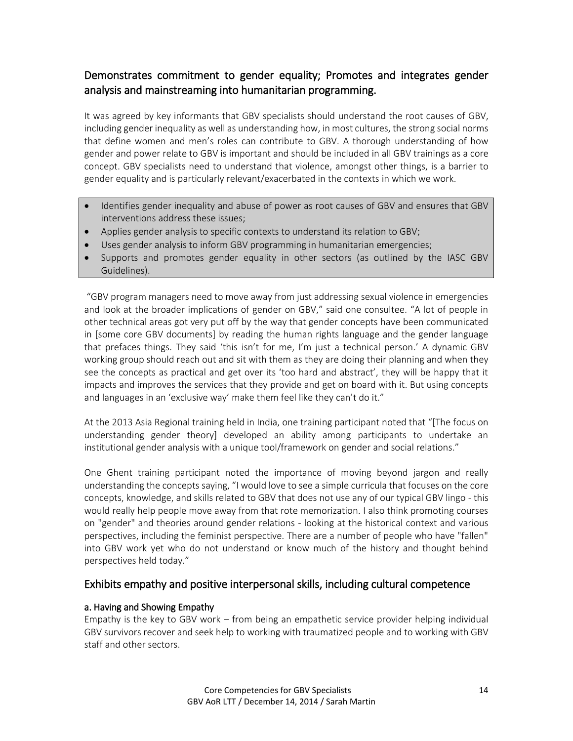## Demonstrates commitment to gender equality; Promotes and integrates gender analysis and mainstreaming into humanitarian programming.

It was agreed by key informants that GBV specialists should understand the root causes of GBV, including gender inequality as well as understanding how, in most cultures, the strong social norms that define women and men's roles can contribute to GBV. A thorough understanding of how gender and power relate to GBV is important and should be included in all GBV trainings as a core concept. GBV specialists need to understand that violence, amongst other things, is a barrier to gender equality and is particularly relevant/exacerbated in the contexts in which we work.

- Identifies gender inequality and abuse of power as root causes of GBV and ensures that GBV interventions address these issues;
- Applies gender analysis to specific contexts to understand its relation to GBV;
- Uses gender analysis to inform GBV programming in humanitarian emergencies;
- Supports and promotes gender equality in other sectors (as outlined by the IASC GBV Guidelines).

"GBV program managers need to move away from just addressing sexual violence in emergencies and look at the broader implications of gender on GBV," said one consultee. "A lot of people in other technical areas got very put off by the way that gender concepts have been communicated in [some core GBV documents] by reading the human rights language and the gender language that prefaces things. They said 'this isn't for me, I'm just a technical person.' A dynamic GBV working group should reach out and sit with them as they are doing their planning and when they see the concepts as practical and get over its 'too hard and abstract', they will be happy that it impacts and improves the services that they provide and get on board with it. But using concepts and languages in an 'exclusive way' make them feel like they can't do it."

At the 2013 Asia Regional training held in India, one training participant noted that "[The focus on understanding gender theory] developed an ability among participants to undertake an institutional gender analysis with a unique tool/framework on gender and social relations."

One Ghent training participant noted the importance of moving beyond jargon and really understanding the concepts saying, "I would love to see a simple curricula that focuses on the core concepts, knowledge, and skills related to GBV that does not use any of our typical GBV lingo - this would really help people move away from that rote memorization. I also think promoting courses on "gender" and theories around gender relations - looking at the historical context and various perspectives, including the feminist perspective. There are a number of people who have "fallen" into GBV work yet who do not understand or know much of the history and thought behind perspectives held today."

## Exhibits empathy and positive interpersonal skills, including cultural competence

### a. Having and Showing Empathy

Empathy is the key to GBV work – from being an empathetic service provider helping individual GBV survivors recover and seek help to working with traumatized people and to working with GBV staff and other sectors.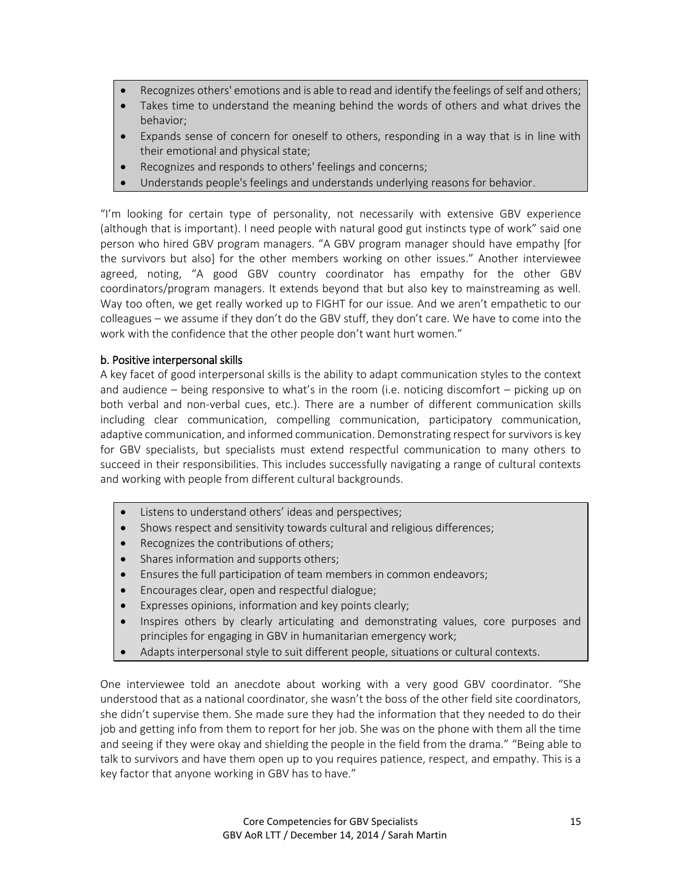- Recognizes others' emotions and is able to read and identify the feelings of self and others;
- Takes time to understand the meaning behind the words of others and what drives the behavior;
- Expands sense of concern for oneself to others, responding in a way that is in line with their emotional and physical state;
- Recognizes and responds to others' feelings and concerns;
- Understands people's feelings and understands underlying reasons for behavior.

"I'm looking for certain type of personality, not necessarily with extensive GBV experience (although that is important). I need people with natural good gut instincts type of work" said one person who hired GBV program managers. "A GBV program manager should have empathy [for the survivors but also] for the other members working on other issues." Another interviewee agreed, noting, "A good GBV country coordinator has empathy for the other GBV coordinators/program managers. It extends beyond that but also key to mainstreaming as well. Way too often, we get really worked up to FIGHT for our issue. And we aren't empathetic to our colleagues – we assume if they don't do the GBV stuff, they don't care. We have to come into the work with the confidence that the other people don't want hurt women."

### b. Positive interpersonal skills

A key facet of good interpersonal skills is the ability to adapt communication styles to the context and audience – being responsive to what's in the room (i.e. noticing discomfort – picking up on both verbal and non-verbal cues, etc.). There are a number of different communication skills including clear communication, compelling communication, participatory communication, adaptive communication, and informed communication. Demonstrating respect for survivors is key for GBV specialists, but specialists must extend respectful communication to many others to succeed in their responsibilities. This includes successfully navigating a range of cultural contexts and working with people from different cultural backgrounds.

- Listens to understand others' ideas and perspectives;
- Shows respect and sensitivity towards cultural and religious differences;
- Recognizes the contributions of others;
- Shares information and supports others;
- Ensures the full participation of team members in common endeavors;
- Encourages clear, open and respectful dialogue;
- Expresses opinions, information and key points clearly;
- Inspires others by clearly articulating and demonstrating values, core purposes and principles for engaging in GBV in humanitarian emergency work;
- Adapts interpersonal style to suit different people, situations or cultural contexts.

One interviewee told an anecdote about working with a very good GBV coordinator. "She understood that as a national coordinator, she wasn't the boss of the other field site coordinators, she didn't supervise them. She made sure they had the information that they needed to do their job and getting info from them to report for her job. She was on the phone with them all the time and seeing if they were okay and shielding the people in the field from the drama." "Being able to talk to survivors and have them open up to you requires patience, respect, and empathy. This is a key factor that anyone working in GBV has to have."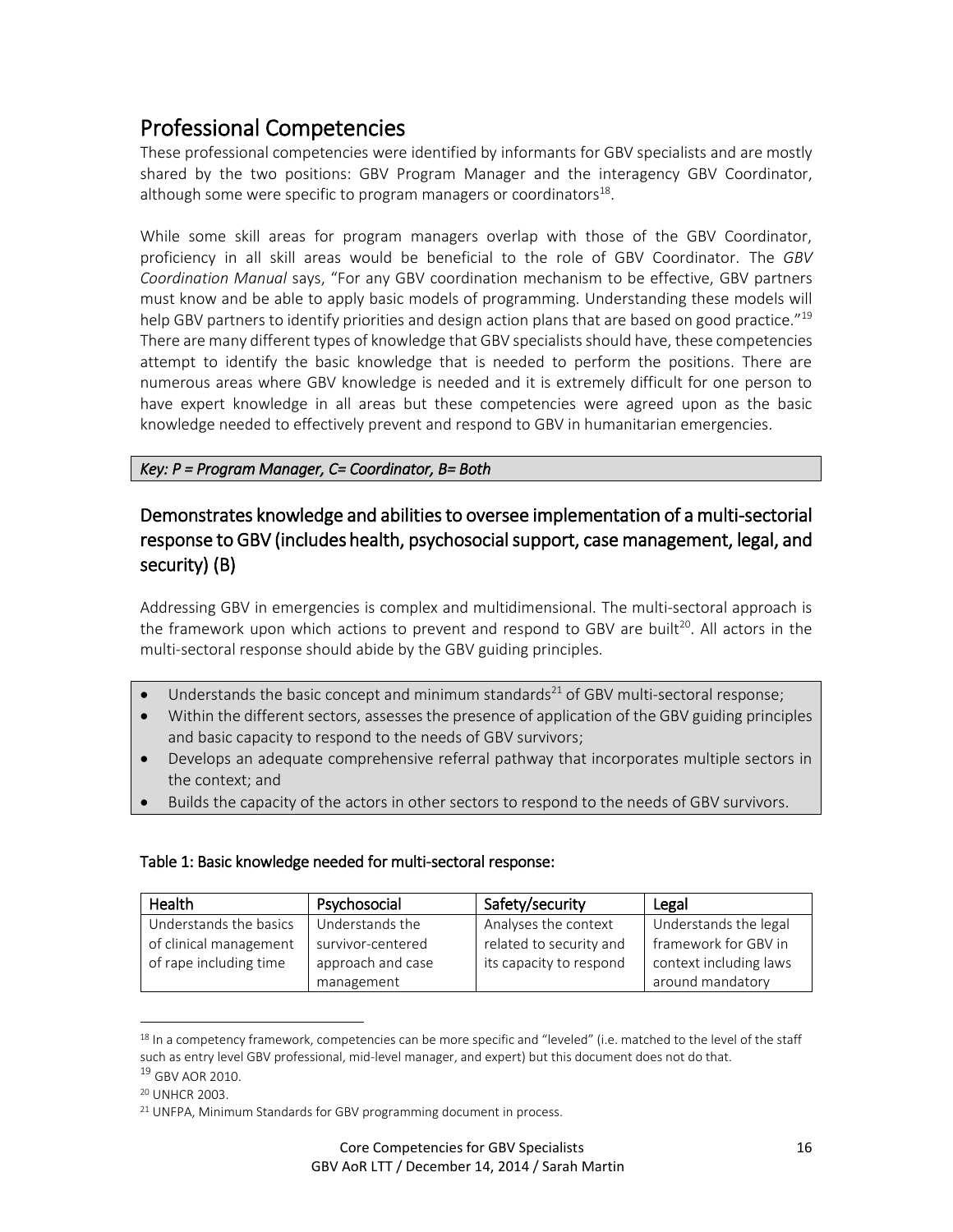## Professional Competencies

These professional competencies were identified by informants for GBV specialists and are mostly shared by the two positions: GBV Program Manager and the interagency GBV Coordinator, although some were specific to program managers or coordinators[18].

While some skill areas for program managers overlap with those of the GBV Coordinator, proficiency in all skill areas would be beneficial to the role of GBV Coordinator. The *GBV Coordination Manual* says, "For any GBV coordination mechanism to be effective, GBV partners must know and be able to apply basic models of programming. Understanding these models will help GBV partners to identify priorities and design action plans that are based on good practice."[19] There are many different types of knowledge that GBV specialists should have, these competencies attempt to identify the basic knowledge that is needed to perform the positions. There are numerous areas where GBV knowledge is needed and it is extremely difficult for one person to have expert knowledge in all areas but these competencies were agreed upon as the basic knowledge needed to effectively prevent and respond to GBV in humanitarian emergencies.

*Key: P = Program Manager, C= Coordinator, B= Both*

### Demonstrates knowledge and abilities to oversee implementation of a multi-sectorial response to GBV (includes health, psychosocial support, case management, legal, and security) (B)

Addressing GBV in emergencies is complex and multidimensional. The multi-sectoral approach is the framework upon which actions to prevent and respond to GBV are built[20]. All actors in the multi-sectoral response should abide by the GBV guiding principles.

- Understands the basic concept and minimum standards[21] of GBV multi-sectoral response;
- Within the different sectors, assesses the presence of application of the GBV guiding principles and basic capacity to respond to the needs of GBV survivors;
- Develops an adequate comprehensive referral pathway that incorporates multiple sectors in the context; and
- Builds the capacity of the actors in other sectors to respond to the needs of GBV survivors.

**Table 1: Basic knowledge needed for multi-sectoral response:**

| Health | Psychosocial | Safety/security | Legal |
|---|---|---|---|
| Understands the basics of clinical management of rape including time | Understands the survivor-centered approach and case management | Analyses the context related to security and its capacity to respond | Understands the legal framework for GBV in context including laws around mandatory |

[18] In a competency framework, competencies can be more specific and "leveled" (i.e. matched to the level of the staff such as entry level GBV professional, mid-level manager, and expert) but this document does not do that.

[19] GBV AOR 2010.

[20] UNHCR 2003.

[21] UNFPA, Minimum Standards for GBV programming document in process.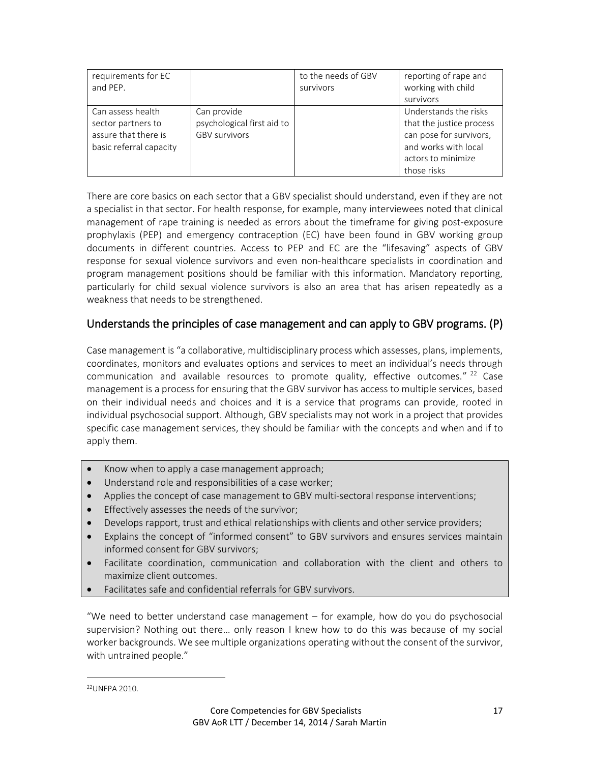| requirements for EC and PEP. | | to the needs of GBV survivors | reporting of rape and working with child survivors |
|---|---|---|---|
| Can assess health sector partners to assure that there is basic referral capacity | Can provide psychological first aid to GBV survivors | | Understands the risks that the justice process can pose for survivors, and works with local actors to minimize those risks |

There are core basics on each sector that a GBV specialist should understand, even if they are not a specialist in that sector. For health response, for example, many interviewees noted that clinical management of rape training is needed as errors about the timeframe for giving post-exposure prophylaxis (PEP) and emergency contraception (EC) have been found in GBV working group documents in different countries. Access to PEP and EC are the "lifesaving" aspects of GBV response for sexual violence survivors and even non-healthcare specialists in coordination and program management positions should be familiar with this information. Mandatory reporting, particularly for child sexual violence survivors is also an area that has arisen repeatedly as a weakness that needs to be strengthened.

## Understands the principles of case management and can apply to GBV programs. (P)

Case management is "a collaborative, multidisciplinary process which assesses, plans, implements, coordinates, monitors and evaluates options and services to meet an individual's needs through communication and available resources to promote quality, effective outcomes." [22] Case management is a process for ensuring that the GBV survivor has access to multiple services, based on their individual needs and choices and it is a service that programs can provide, rooted in individual psychosocial support. Although, GBV specialists may not work in a project that provides specific case management services, they should be familiar with the concepts and when and if to apply them.

- Know when to apply a case management approach;
- Understand role and responsibilities of a case worker;
- Applies the concept of case management to GBV multi-sectoral response interventions;
- Effectively assesses the needs of the survivor;
- Develops rapport, trust and ethical relationships with clients and other service providers;
- Explains the concept of "informed consent" to GBV survivors and ensures services maintain informed consent for GBV survivors;
- Facilitate coordination, communication and collaboration with the client and others to maximize client outcomes.
- Facilitates safe and confidential referrals for GBV survivors.

"We need to better understand case management – for example, how do you do psychosocial supervision? Nothing out there… only reason I knew how to do this was because of my social worker backgrounds. We see multiple organizations operating without the consent of the survivor, with untrained people."

[22] UNFPA 2010.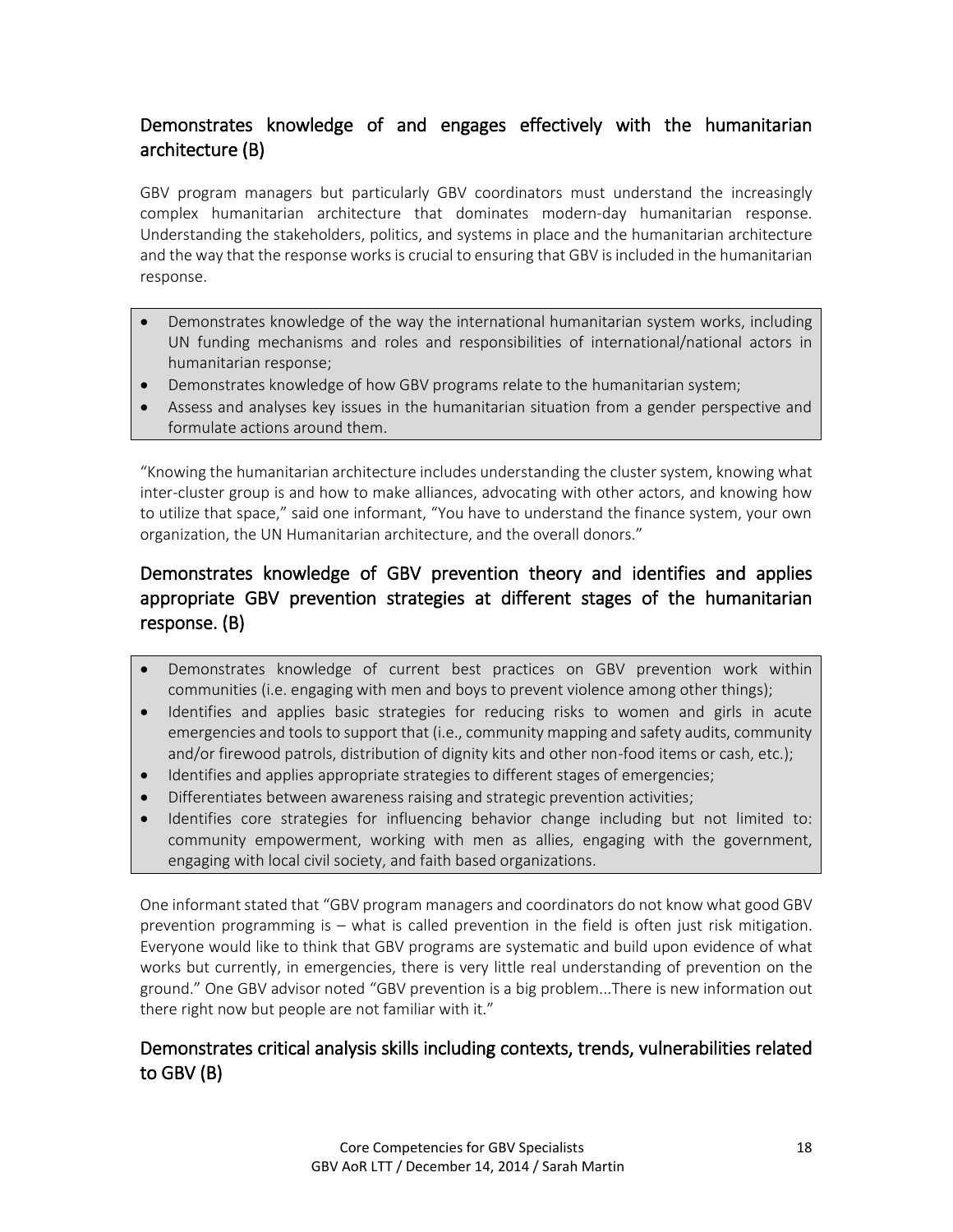## Demonstrates knowledge of and engages effectively with the humanitarian architecture (B)

GBV program managers but particularly GBV coordinators must understand the increasingly complex humanitarian architecture that dominates modern-day humanitarian response. Understanding the stakeholders, politics, and systems in place and the humanitarian architecture and the way that the response works is crucial to ensuring that GBV is included in the humanitarian response.

- Demonstrates knowledge of the way the international humanitarian system works, including UN funding mechanisms and roles and responsibilities of international/national actors in humanitarian response;
- Demonstrates knowledge of how GBV programs relate to the humanitarian system;
- Assess and analyses key issues in the humanitarian situation from a gender perspective and formulate actions around them.

"Knowing the humanitarian architecture includes understanding the cluster system, knowing what inter-cluster group is and how to make alliances, advocating with other actors, and knowing how to utilize that space," said one informant, "You have to understand the finance system, your own organization, the UN Humanitarian architecture, and the overall donors."

## Demonstrates knowledge of GBV prevention theory and identifies and applies appropriate GBV prevention strategies at different stages of the humanitarian response. (B)

- Demonstrates knowledge of current best practices on GBV prevention work within communities (i.e. engaging with men and boys to prevent violence among other things);
- Identifies and applies basic strategies for reducing risks to women and girls in acute emergencies and tools to support that (i.e., community mapping and safety audits, community and/or firewood patrols, distribution of dignity kits and other non-food items or cash, etc.);
- Identifies and applies appropriate strategies to different stages of emergencies;
- Differentiates between awareness raising and strategic prevention activities;
- Identifies core strategies for influencing behavior change including but not limited to: community empowerment, working with men as allies, engaging with the government, engaging with local civil society, and faith based organizations.

One informant stated that "GBV program managers and coordinators do not know what good GBV prevention programming is – what is called prevention in the field is often just risk mitigation. Everyone would like to think that GBV programs are systematic and build upon evidence of what works but currently, in emergencies, there is very little real understanding of prevention on the ground." One GBV advisor noted "GBV prevention is a big problem...There is new information out there right now but people are not familiar with it."

## Demonstrates critical analysis skills including contexts, trends, vulnerabilities related to GBV (B)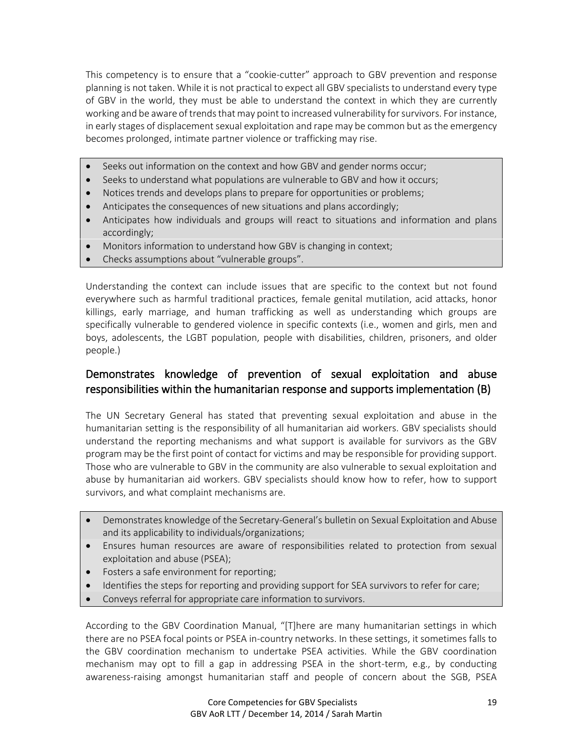This competency is to ensure that a "cookie-cutter" approach to GBV prevention and response planning is not taken. While it is not practical to expect all GBV specialists to understand every type of GBV in the world, they must be able to understand the context in which they are currently working and be aware of trends that may point to increased vulnerability for survivors. For instance, in early stages of displacement sexual exploitation and rape may be common but as the emergency becomes prolonged, intimate partner violence or trafficking may rise.

- Seeks out information on the context and how GBV and gender norms occur;
- Seeks to understand what populations are vulnerable to GBV and how it occurs;
- Notices trends and develops plans to prepare for opportunities or problems;
- Anticipates the consequences of new situations and plans accordingly;
- Anticipates how individuals and groups will react to situations and information and plans accordingly;
- Monitors information to understand how GBV is changing in context;
- Checks assumptions about "vulnerable groups".

Understanding the context can include issues that are specific to the context but not found everywhere such as harmful traditional practices, female genital mutilation, acid attacks, honor killings, early marriage, and human trafficking as well as understanding which groups are specifically vulnerable to gendered violence in specific contexts (i.e., women and girls, men and boys, adolescents, the LGBT population, people with disabilities, children, prisoners, and older people.)

## Demonstrates knowledge of prevention of sexual exploitation and abuse responsibilities within the humanitarian response and supports implementation (B)

The UN Secretary General has stated that preventing sexual exploitation and abuse in the humanitarian setting is the responsibility of all humanitarian aid workers. GBV specialists should understand the reporting mechanisms and what support is available for survivors as the GBV program may be the first point of contact for victims and may be responsible for providing support. Those who are vulnerable to GBV in the community are also vulnerable to sexual exploitation and abuse by humanitarian aid workers. GBV specialists should know how to refer, how to support survivors, and what complaint mechanisms are.

- Demonstrates knowledge of the Secretary-General's bulletin on Sexual Exploitation and Abuse and its applicability to individuals/organizations;
- Ensures human resources are aware of responsibilities related to protection from sexual exploitation and abuse (PSEA);
- Fosters a safe environment for reporting;
- Identifies the steps for reporting and providing support for SEA survivors to refer for care;
- Conveys referral for appropriate care information to survivors.

According to the GBV Coordination Manual, "[T]here are many humanitarian settings in which there are no PSEA focal points or PSEA in-country networks. In these settings, it sometimes falls to the GBV coordination mechanism to undertake PSEA activities. While the GBV coordination mechanism may opt to fill a gap in addressing PSEA in the short-term, e.g., by conducting awareness-raising amongst humanitarian staff and people of concern about the SGB, PSEA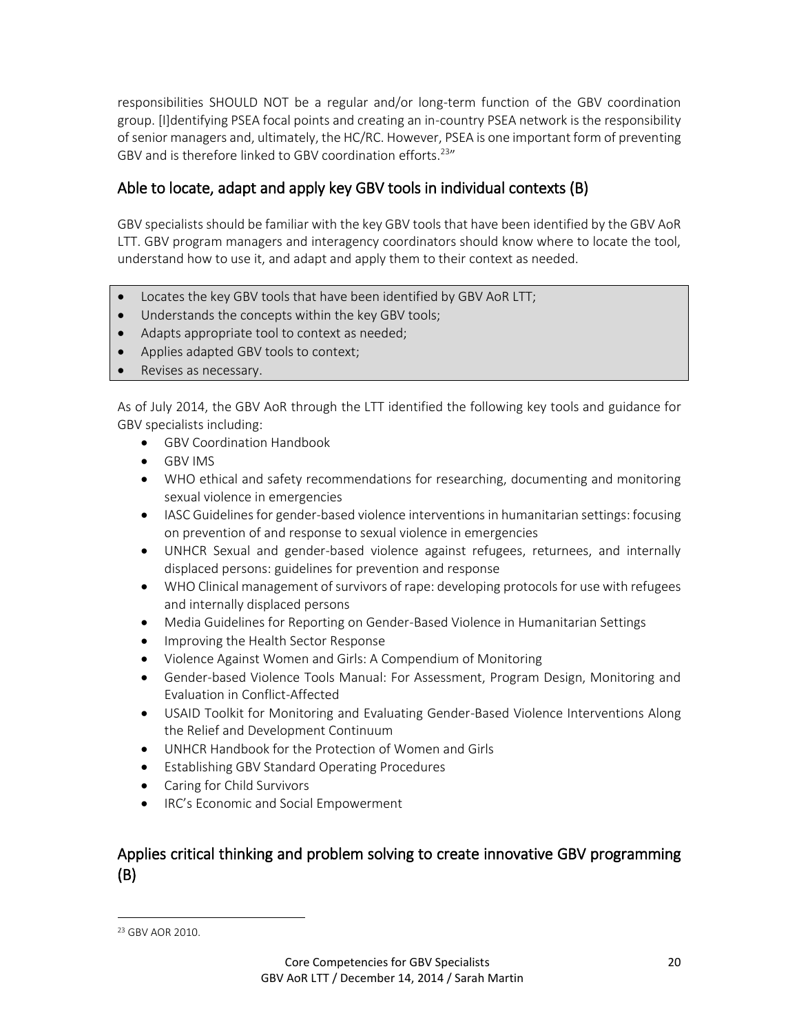responsibilities SHOULD NOT be a regular and/or long-term function of the GBV coordination group. [I]dentifying PSEA focal points and creating an in-country PSEA network is the responsibility of senior managers and, ultimately, the HC/RC. However, PSEA is one important form of preventing GBV and is therefore linked to GBV coordination efforts.[23]"

## Able to locate, adapt and apply key GBV tools in individual contexts (B)

GBV specialists should be familiar with the key GBV tools that have been identified by the GBV AoR LTT. GBV program managers and interagency coordinators should know where to locate the tool, understand how to use it, and adapt and apply them to their context as needed.

- Locates the key GBV tools that have been identified by GBV AoR LTT;
- Understands the concepts within the key GBV tools;
- Adapts appropriate tool to context as needed;
- Applies adapted GBV tools to context;
- Revises as necessary.

As of July 2014, the GBV AoR through the LTT identified the following key tools and guidance for GBV specialists including:

- GBV Coordination Handbook
- GBV IMS
- WHO ethical and safety recommendations for researching, documenting and monitoring sexual violence in emergencies
- IASC Guidelines for gender-based violence interventions in humanitarian settings: focusing on prevention of and response to sexual violence in emergencies
- UNHCR Sexual and gender-based violence against refugees, returnees, and internally displaced persons: guidelines for prevention and response
- WHO Clinical management of survivors of rape: developing protocols for use with refugees and internally displaced persons
- Media Guidelines for Reporting on Gender-Based Violence in Humanitarian Settings
- Improving the Health Sector Response
- Violence Against Women and Girls: A Compendium of Monitoring
- Gender-based Violence Tools Manual: For Assessment, Program Design, Monitoring and Evaluation in Conflict-Affected
- USAID Toolkit for Monitoring and Evaluating Gender-Based Violence Interventions Along the Relief and Development Continuum
- UNHCR Handbook for the Protection of Women and Girls
- Establishing GBV Standard Operating Procedures
- Caring for Child Survivors
- IRC's Economic and Social Empowerment

## Applies critical thinking and problem solving to create innovative GBV programming (B)

[23] GBV AOR 2010.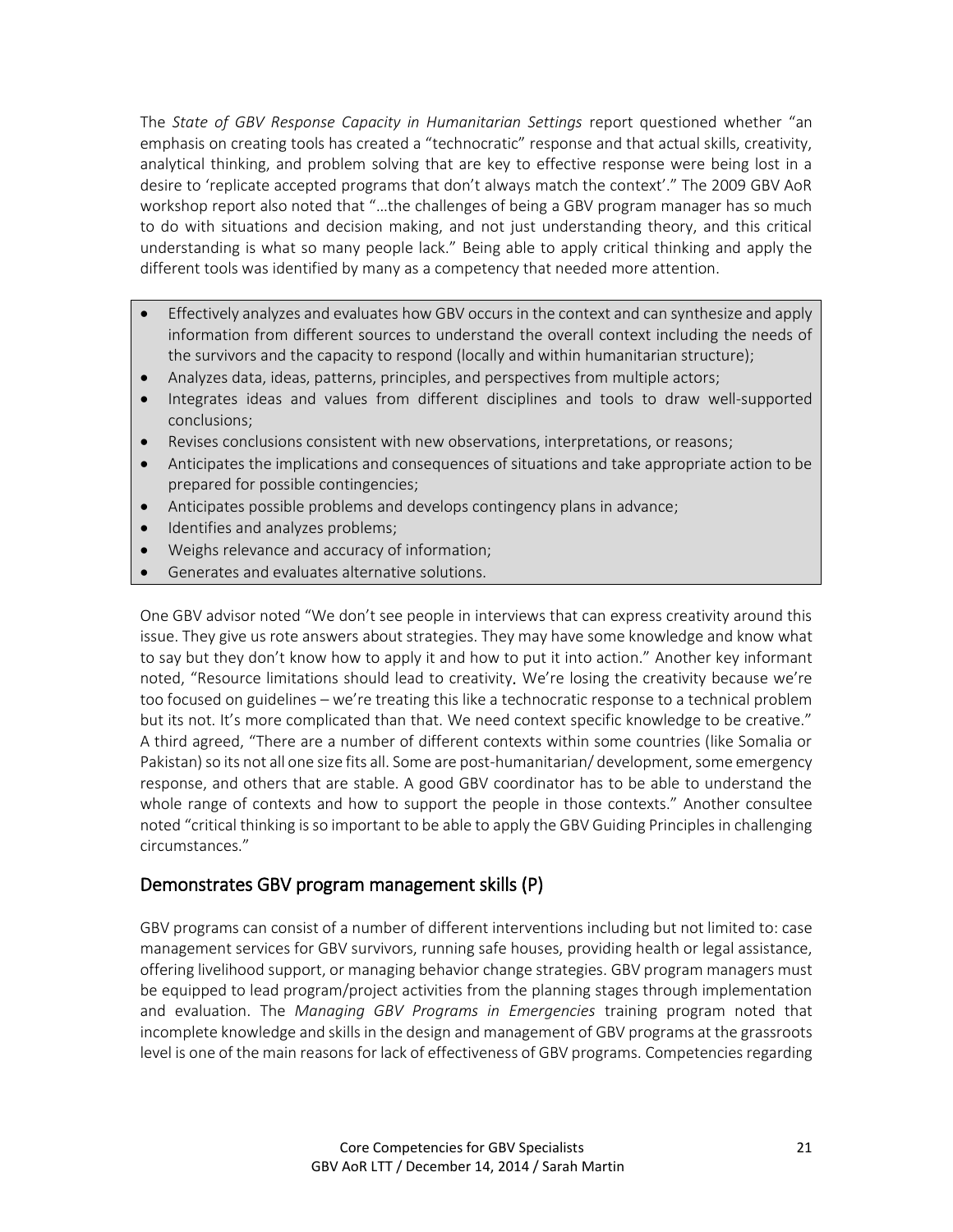The *State of GBV Response Capacity in Humanitarian Settings* report questioned whether "an emphasis on creating tools has created a "technocratic" response and that actual skills, creativity, analytical thinking, and problem solving that are key to effective response were being lost in a desire to 'replicate accepted programs that don't always match the context'." The 2009 GBV AoR workshop report also noted that "…the challenges of being a GBV program manager has so much to do with situations and decision making, and not just understanding theory, and this critical understanding is what so many people lack." Being able to apply critical thinking and apply the different tools was identified by many as a competency that needed more attention.

- Effectively analyzes and evaluates how GBV occurs in the context and can synthesize and apply information from different sources to understand the overall context including the needs of the survivors and the capacity to respond (locally and within humanitarian structure);
- Analyzes data, ideas, patterns, principles, and perspectives from multiple actors;
- Integrates ideas and values from different disciplines and tools to draw well-supported conclusions;
- Revises conclusions consistent with new observations, interpretations, or reasons;
- Anticipates the implications and consequences of situations and take appropriate action to be prepared for possible contingencies;
- Anticipates possible problems and develops contingency plans in advance;
- Identifies and analyzes problems;
- Weighs relevance and accuracy of information;
- Generates and evaluates alternative solutions.

One GBV advisor noted "We don't see people in interviews that can express creativity around this issue. They give us rote answers about strategies. They may have some knowledge and know what to say but they don't know how to apply it and how to put it into action." Another key informant noted, "Resource limitations should lead to creativity. We're losing the creativity because we're too focused on guidelines – we're treating this like a technocratic response to a technical problem but its not. It's more complicated than that. We need context specific knowledge to be creative." A third agreed, "There are a number of different contexts within some countries (like Somalia or Pakistan) so its not all one size fits all. Some are post-humanitarian/ development, some emergency response, and others that are stable. A good GBV coordinator has to be able to understand the whole range of contexts and how to support the people in those contexts." Another consultee noted "critical thinking is so important to be able to apply the GBV Guiding Principles in challenging circumstances."

## Demonstrates GBV program management skills (P)

GBV programs can consist of a number of different interventions including but not limited to: case management services for GBV survivors, running safe houses, providing health or legal assistance, offering livelihood support, or managing behavior change strategies. GBV program managers must be equipped to lead program/project activities from the planning stages through implementation and evaluation. The *Managing GBV Programs in Emergencies* training program noted that incomplete knowledge and skills in the design and management of GBV programs at the grassroots level is one of the main reasons for lack of effectiveness of GBV programs. Competencies regarding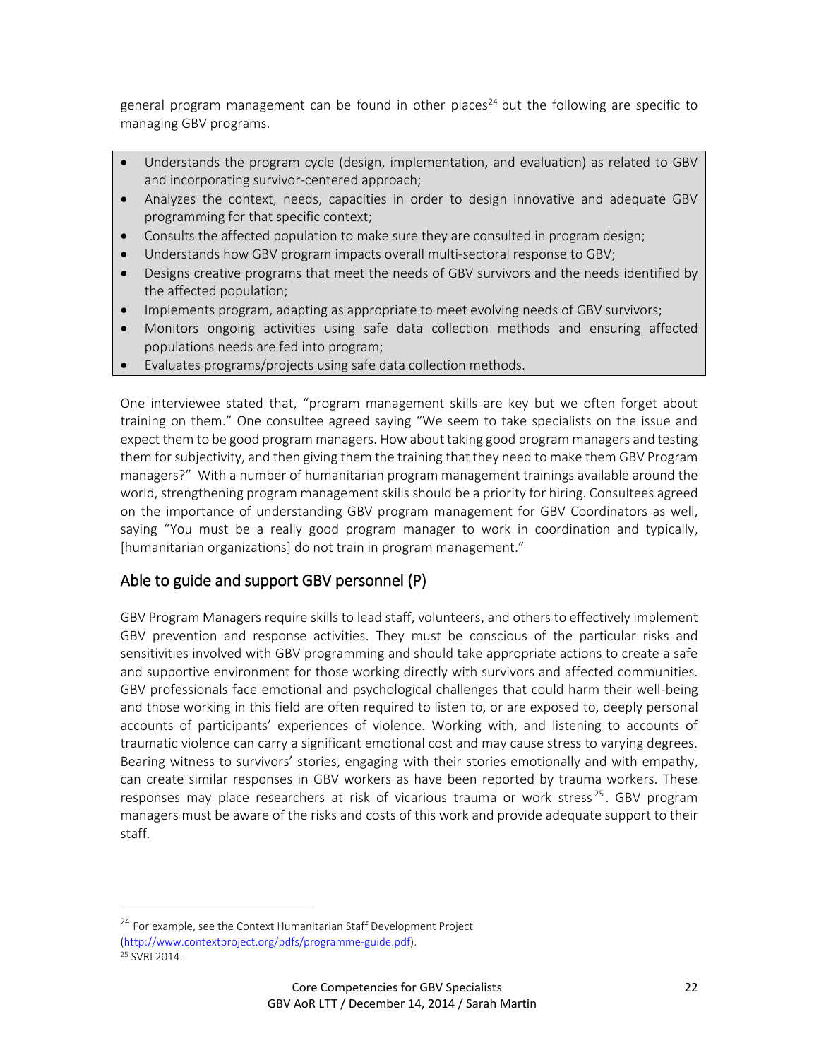general program management can be found in other places[24] but the following are specific to managing GBV programs.

- Understands the program cycle (design, implementation, and evaluation) as related to GBV and incorporating survivor-centered approach;
- Analyzes the context, needs, capacities in order to design innovative and adequate GBV programming for that specific context;
- Consults the affected population to make sure they are consulted in program design;
- Understands how GBV program impacts overall multi-sectoral response to GBV;
- Designs creative programs that meet the needs of GBV survivors and the needs identified by the affected population;
- Implements program, adapting as appropriate to meet evolving needs of GBV survivors;
- Monitors ongoing activities using safe data collection methods and ensuring affected populations needs are fed into program;
- Evaluates programs/projects using safe data collection methods.

One interviewee stated that, "program management skills are key but we often forget about training on them." One consultee agreed saying "We seem to take specialists on the issue and expect them to be good program managers. How about taking good program managers and testing them for subjectivity, and then giving them the training that they need to make them GBV Program managers?" With a number of humanitarian program management trainings available around the world, strengthening program management skills should be a priority for hiring. Consultees agreed on the importance of understanding GBV program management for GBV Coordinators as well, saying "You must be a really good program manager to work in coordination and typically, [humanitarian organizations] do not train in program management."

## Able to guide and support GBV personnel (P)

GBV Program Managers require skills to lead staff, volunteers, and others to effectively implement GBV prevention and response activities. They must be conscious of the particular risks and sensitivities involved with GBV programming and should take appropriate actions to create a safe and supportive environment for those working directly with survivors and affected communities. GBV professionals face emotional and psychological challenges that could harm their well-being and those working in this field are often required to listen to, or are exposed to, deeply personal accounts of participants' experiences of violence. Working with, and listening to accounts of traumatic violence can carry a significant emotional cost and may cause stress to varying degrees. Bearing witness to survivors' stories, engaging with their stories emotionally and with empathy, can create similar responses in GBV workers as have been reported by trauma workers. These responses may place researchers at risk of vicarious trauma or work stress[25]. GBV program managers must be aware of the risks and costs of this work and provide adequate support to their staff.

---

[24] For example, see the Context Humanitarian Staff Development Project (http://www.contextproject.org/pdfs/programme-guide.pdf).

[25] SVRI 2014.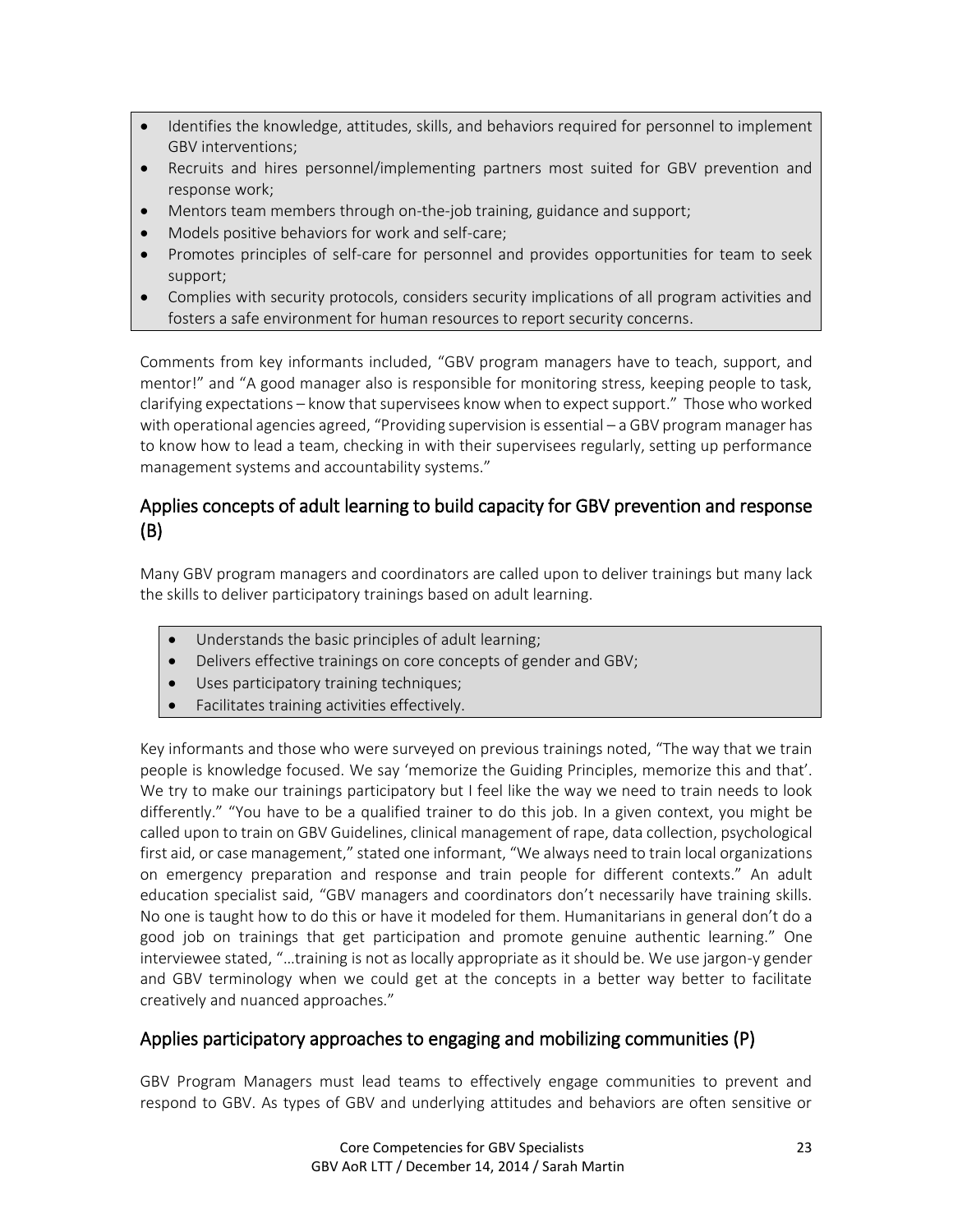- Identifies the knowledge, attitudes, skills, and behaviors required for personnel to implement GBV interventions;
- Recruits and hires personnel/implementing partners most suited for GBV prevention and response work;
- Mentors team members through on-the-job training, guidance and support;
- Models positive behaviors for work and self-care;
- Promotes principles of self-care for personnel and provides opportunities for team to seek support;
- Complies with security protocols, considers security implications of all program activities and fosters a safe environment for human resources to report security concerns.

Comments from key informants included, "GBV program managers have to teach, support, and mentor!" and "A good manager also is responsible for monitoring stress, keeping people to task, clarifying expectations – know that supervisees know when to expect support." Those who worked with operational agencies agreed, "Providing supervision is essential – a GBV program manager has to know how to lead a team, checking in with their supervisees regularly, setting up performance management systems and accountability systems."

## Applies concepts of adult learning to build capacity for GBV prevention and response (B)

Many GBV program managers and coordinators are called upon to deliver trainings but many lack the skills to deliver participatory trainings based on adult learning.

- Understands the basic principles of adult learning;
- Delivers effective trainings on core concepts of gender and GBV;
- Uses participatory training techniques;
- Facilitates training activities effectively.

Key informants and those who were surveyed on previous trainings noted, "The way that we train people is knowledge focused. We say 'memorize the Guiding Principles, memorize this and that'. We try to make our trainings participatory but I feel like the way we need to train needs to look differently." "You have to be a qualified trainer to do this job. In a given context, you might be called upon to train on GBV Guidelines, clinical management of rape, data collection, psychological first aid, or case management," stated one informant, "We always need to train local organizations on emergency preparation and response and train people for different contexts." An adult education specialist said, "GBV managers and coordinators don't necessarily have training skills. No one is taught how to do this or have it modeled for them. Humanitarians in general don't do a good job on trainings that get participation and promote genuine authentic learning." One interviewee stated, "…training is not as locally appropriate as it should be. We use jargon-y gender and GBV terminology when we could get at the concepts in a better way better to facilitate creatively and nuanced approaches."

## Applies participatory approaches to engaging and mobilizing communities (P)

GBV Program Managers must lead teams to effectively engage communities to prevent and respond to GBV. As types of GBV and underlying attitudes and behaviors are often sensitive or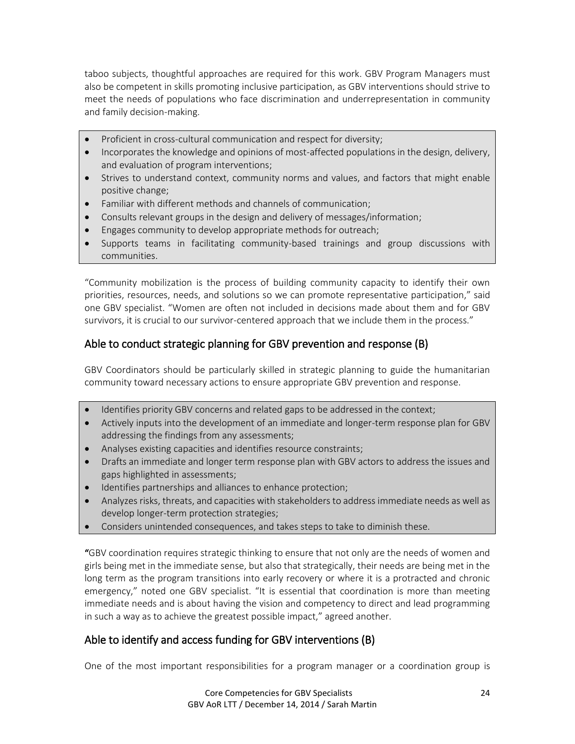taboo subjects, thoughtful approaches are required for this work. GBV Program Managers must also be competent in skills promoting inclusive participation, as GBV interventions should strive to meet the needs of populations who face discrimination and underrepresentation in community and family decision-making.

- Proficient in cross-cultural communication and respect for diversity;
- Incorporates the knowledge and opinions of most-affected populations in the design, delivery, and evaluation of program interventions;
- Strives to understand context, community norms and values, and factors that might enable positive change;
- Familiar with different methods and channels of communication;
- Consults relevant groups in the design and delivery of messages/information;
- Engages community to develop appropriate methods for outreach;
- Supports teams in facilitating community-based trainings and group discussions with communities.

"Community mobilization is the process of building community capacity to identify their own priorities, resources, needs, and solutions so we can promote representative participation," said one GBV specialist. "Women are often not included in decisions made about them and for GBV survivors, it is crucial to our survivor-centered approach that we include them in the process."

## Able to conduct strategic planning for GBV prevention and response (B)

GBV Coordinators should be particularly skilled in strategic planning to guide the humanitarian community toward necessary actions to ensure appropriate GBV prevention and response.

- Identifies priority GBV concerns and related gaps to be addressed in the context;
- Actively inputs into the development of an immediate and longer-term response plan for GBV addressing the findings from any assessments;
- Analyses existing capacities and identifies resource constraints;
- Drafts an immediate and longer term response plan with GBV actors to address the issues and gaps highlighted in assessments;
- Identifies partnerships and alliances to enhance protection;
- Analyzes risks, threats, and capacities with stakeholders to address immediate needs as well as develop longer-term protection strategies;
- Considers unintended consequences, and takes steps to take to diminish these.

**"**GBV coordination requires strategic thinking to ensure that not only are the needs of women and girls being met in the immediate sense, but also that strategically, their needs are being met in the long term as the program transitions into early recovery or where it is a protracted and chronic emergency," noted one GBV specialist. "It is essential that coordination is more than meeting immediate needs and is about having the vision and competency to direct and lead programming in such a way as to achieve the greatest possible impact," agreed another.

## Able to identify and access funding for GBV interventions (B)

One of the most important responsibilities for a program manager or a coordination group is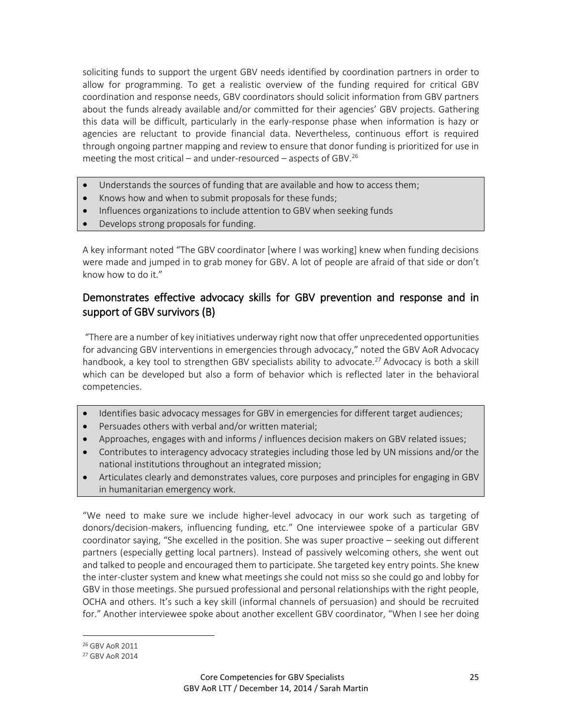soliciting funds to support the urgent GBV needs identified by coordination partners in order to allow for programming. To get a realistic overview of the funding required for critical GBV coordination and response needs, GBV coordinators should solicit information from GBV partners about the funds already available and/or committed for their agencies' GBV projects. Gathering this data will be difficult, particularly in the early-response phase when information is hazy or agencies are reluctant to provide financial data. Nevertheless, continuous effort is required through ongoing partner mapping and review to ensure that donor funding is prioritized for use in meeting the most critical – and under-resourced – aspects of GBV.[26]

- Understands the sources of funding that are available and how to access them;
- Knows how and when to submit proposals for these funds;
- Influences organizations to include attention to GBV when seeking funds
- Develops strong proposals for funding.

A key informant noted "The GBV coordinator [where I was working] knew when funding decisions were made and jumped in to grab money for GBV. A lot of people are afraid of that side or don't know how to do it."

## Demonstrates effective advocacy skills for GBV prevention and response and in support of GBV survivors (B)

"There are a number of key initiatives underway right now that offer unprecedented opportunities for advancing GBV interventions in emergencies through advocacy," noted the GBV AoR Advocacy handbook, a key tool to strengthen GBV specialists ability to advocate.[27] Advocacy is both a skill which can be developed but also a form of behavior which is reflected later in the behavioral competencies.

- Identifies basic advocacy messages for GBV in emergencies for different target audiences;
- Persuades others with verbal and/or written material;
- Approaches, engages with and informs / influences decision makers on GBV related issues;
- Contributes to interagency advocacy strategies including those led by UN missions and/or the national institutions throughout an integrated mission;
- Articulates clearly and demonstrates values, core purposes and principles for engaging in GBV in humanitarian emergency work.

"We need to make sure we include higher-level advocacy in our work such as targeting of donors/decision-makers, influencing funding, etc." One interviewee spoke of a particular GBV coordinator saying, "She excelled in the position. She was super proactive – seeking out different partners (especially getting local partners). Instead of passively welcoming others, she went out and talked to people and encouraged them to participate. She targeted key entry points. She knew the inter-cluster system and knew what meetings she could not miss so she could go and lobby for GBV in those meetings. She pursued professional and personal relationships with the right people, OCHA and others. It's such a key skill (informal channels of persuasion) and should be recruited for." Another interviewee spoke about another excellent GBV coordinator, "When I see her doing

[26] GBV AoR 2011

[27] GBV AoR 2014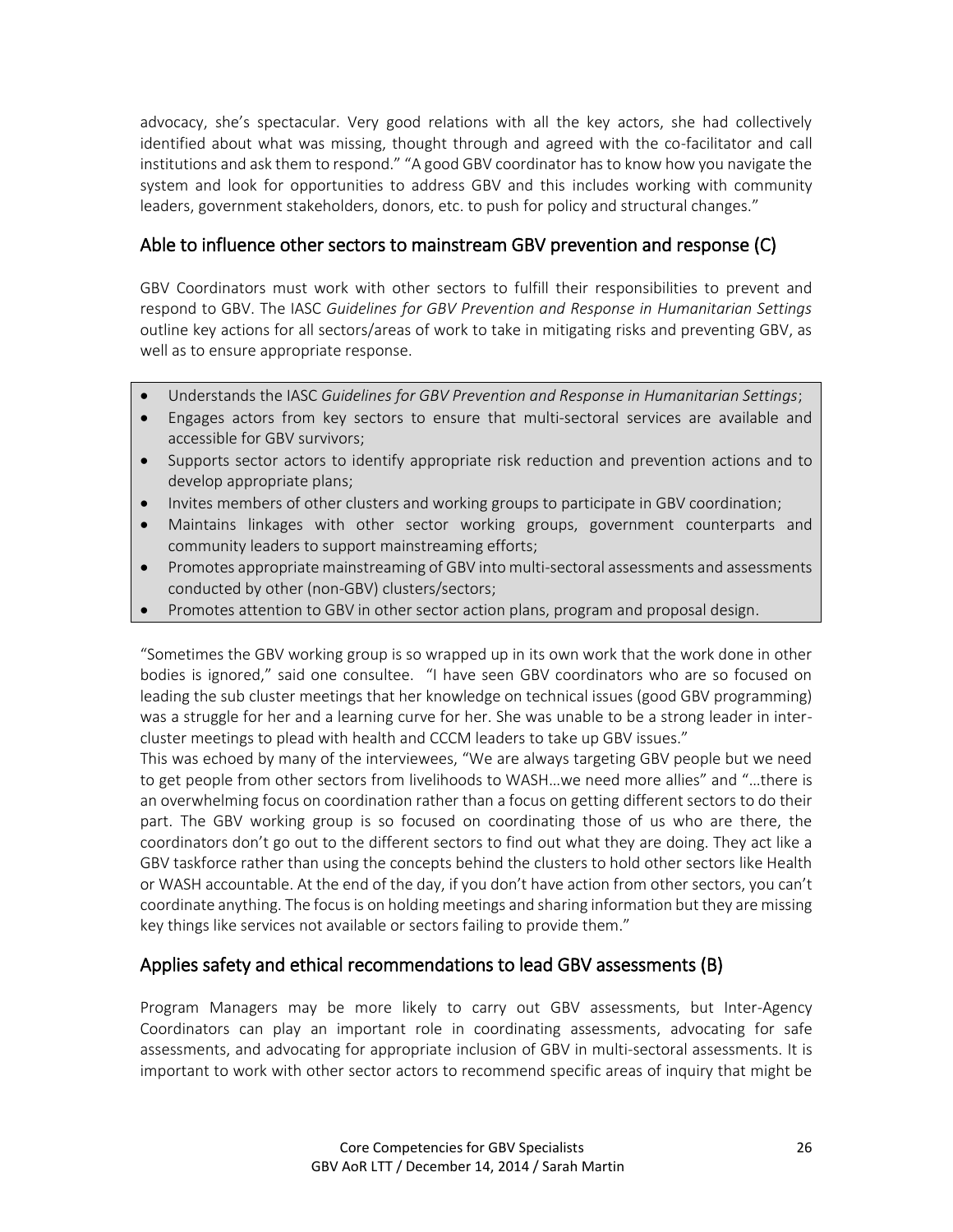advocacy, she's spectacular. Very good relations with all the key actors, she had collectively identified about what was missing, thought through and agreed with the co-facilitator and call institutions and ask them to respond." "A good GBV coordinator has to know how you navigate the system and look for opportunities to address GBV and this includes working with community leaders, government stakeholders, donors, etc. to push for policy and structural changes."

## Able to influence other sectors to mainstream GBV prevention and response (C)

GBV Coordinators must work with other sectors to fulfill their responsibilities to prevent and respond to GBV. The IASC *Guidelines for GBV Prevention and Response in Humanitarian Settings* outline key actions for all sectors/areas of work to take in mitigating risks and preventing GBV, as well as to ensure appropriate response.

- Understands the IASC *Guidelines for GBV Prevention and Response in Humanitarian Settings*;
- Engages actors from key sectors to ensure that multi-sectoral services are available and accessible for GBV survivors;
- Supports sector actors to identify appropriate risk reduction and prevention actions and to develop appropriate plans;
- Invites members of other clusters and working groups to participate in GBV coordination;
- Maintains linkages with other sector working groups, government counterparts and community leaders to support mainstreaming efforts;
- Promotes appropriate mainstreaming of GBV into multi-sectoral assessments and assessments conducted by other (non-GBV) clusters/sectors;
- Promotes attention to GBV in other sector action plans, program and proposal design.

"Sometimes the GBV working group is so wrapped up in its own work that the work done in other bodies is ignored," said one consultee. "I have seen GBV coordinators who are so focused on leading the sub cluster meetings that her knowledge on technical issues (good GBV programming) was a struggle for her and a learning curve for her. She was unable to be a strong leader in inter-cluster meetings to plead with health and CCCM leaders to take up GBV issues."

This was echoed by many of the interviewees, "We are always targeting GBV people but we need to get people from other sectors from livelihoods to WASH…we need more allies" and "…there is an overwhelming focus on coordination rather than a focus on getting different sectors to do their part. The GBV working group is so focused on coordinating those of us who are there, the coordinators don't go out to the different sectors to find out what they are doing. They act like a GBV taskforce rather than using the concepts behind the clusters to hold other sectors like Health or WASH accountable. At the end of the day, if you don't have action from other sectors, you can't coordinate anything. The focus is on holding meetings and sharing information but they are missing key things like services not available or sectors failing to provide them."

## Applies safety and ethical recommendations to lead GBV assessments (B)

Program Managers may be more likely to carry out GBV assessments, but Inter-Agency Coordinators can play an important role in coordinating assessments, advocating for safe assessments, and advocating for appropriate inclusion of GBV in multi-sectoral assessments. It is important to work with other sector actors to recommend specific areas of inquiry that might be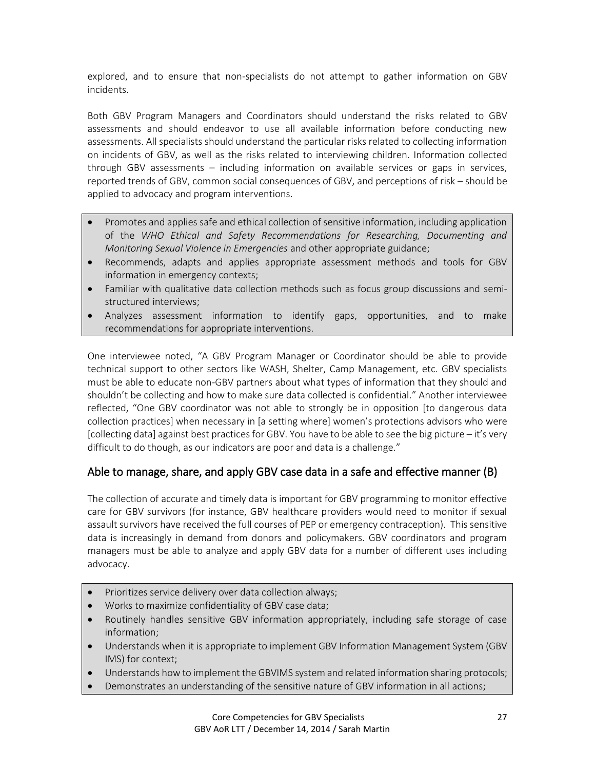explored, and to ensure that non-specialists do not attempt to gather information on GBV incidents.

Both GBV Program Managers and Coordinators should understand the risks related to GBV assessments and should endeavor to use all available information before conducting new assessments. All specialists should understand the particular risks related to collecting information on incidents of GBV, as well as the risks related to interviewing children. Information collected through GBV assessments – including information on available services or gaps in services, reported trends of GBV, common social consequences of GBV, and perceptions of risk – should be applied to advocacy and program interventions.

- Promotes and applies safe and ethical collection of sensitive information, including application of the *WHO Ethical and Safety Recommendations for Researching, Documenting and Monitoring Sexual Violence in Emergencies* and other appropriate guidance;
- Recommends, adapts and applies appropriate assessment methods and tools for GBV information in emergency contexts;
- Familiar with qualitative data collection methods such as focus group discussions and semi-structured interviews;
- Analyzes assessment information to identify gaps, opportunities, and to make recommendations for appropriate interventions.

One interviewee noted, "A GBV Program Manager or Coordinator should be able to provide technical support to other sectors like WASH, Shelter, Camp Management, etc. GBV specialists must be able to educate non-GBV partners about what types of information that they should and shouldn't be collecting and how to make sure data collected is confidential." Another interviewee reflected, "One GBV coordinator was not able to strongly be in opposition [to dangerous data collection practices] when necessary in [a setting where] women's protections advisors who were [collecting data] against best practices for GBV. You have to be able to see the big picture – it's very difficult to do though, as our indicators are poor and data is a challenge."

## Able to manage, share, and apply GBV case data in a safe and effective manner (B)

The collection of accurate and timely data is important for GBV programming to monitor effective care for GBV survivors (for instance, GBV healthcare providers would need to monitor if sexual assault survivors have received the full courses of PEP or emergency contraception). This sensitive data is increasingly in demand from donors and policymakers. GBV coordinators and program managers must be able to analyze and apply GBV data for a number of different uses including advocacy.

- Prioritizes service delivery over data collection always;
- Works to maximize confidentiality of GBV case data;
- Routinely handles sensitive GBV information appropriately, including safe storage of case information;
- Understands when it is appropriate to implement GBV Information Management System (GBV IMS) for context;
- Understands how to implement the GBVIMS system and related information sharing protocols;
- Demonstrates an understanding of the sensitive nature of GBV information in all actions;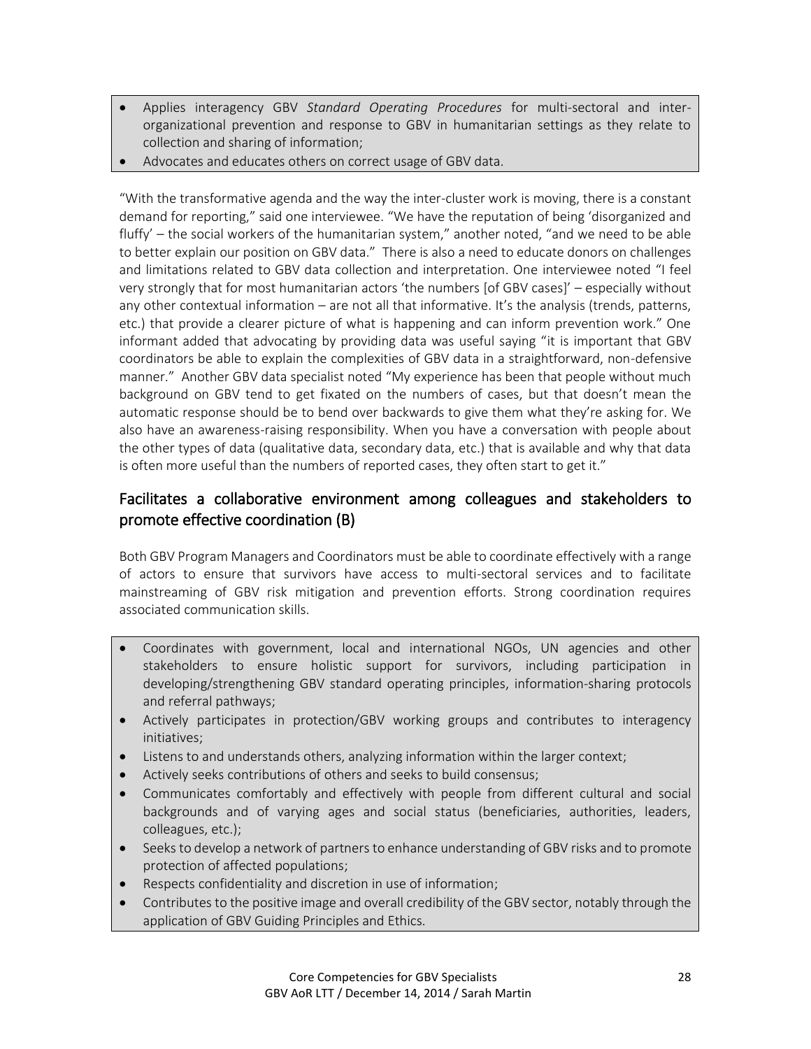- Applies interagency GBV *Standard Operating Procedures* for multi-sectoral and inter-organizational prevention and response to GBV in humanitarian settings as they relate to collection and sharing of information;
- Advocates and educates others on correct usage of GBV data.

"With the transformative agenda and the way the inter-cluster work is moving, there is a constant demand for reporting," said one interviewee. "We have the reputation of being 'disorganized and fluffy' – the social workers of the humanitarian system," another noted, "and we need to be able to better explain our position on GBV data." There is also a need to educate donors on challenges and limitations related to GBV data collection and interpretation. One interviewee noted "I feel very strongly that for most humanitarian actors 'the numbers [of GBV cases]' – especially without any other contextual information – are not all that informative. It's the analysis (trends, patterns, etc.) that provide a clearer picture of what is happening and can inform prevention work." One informant added that advocating by providing data was useful saying "it is important that GBV coordinators be able to explain the complexities of GBV data in a straightforward, non-defensive manner." Another GBV data specialist noted "My experience has been that people without much background on GBV tend to get fixated on the numbers of cases, but that doesn't mean the automatic response should be to bend over backwards to give them what they're asking for. We also have an awareness-raising responsibility. When you have a conversation with people about the other types of data (qualitative data, secondary data, etc.) that is available and why that data is often more useful than the numbers of reported cases, they often start to get it."

## Facilitates a collaborative environment among colleagues and stakeholders to promote effective coordination (B)

Both GBV Program Managers and Coordinators must be able to coordinate effectively with a range of actors to ensure that survivors have access to multi-sectoral services and to facilitate mainstreaming of GBV risk mitigation and prevention efforts. Strong coordination requires associated communication skills.

- Coordinates with government, local and international NGOs, UN agencies and other stakeholders to ensure holistic support for survivors, including participation in developing/strengthening GBV standard operating principles, information-sharing protocols and referral pathways;
- Actively participates in protection/GBV working groups and contributes to interagency initiatives;
- Listens to and understands others, analyzing information within the larger context;
- Actively seeks contributions of others and seeks to build consensus;
- Communicates comfortably and effectively with people from different cultural and social backgrounds and of varying ages and social status (beneficiaries, authorities, leaders, colleagues, etc.);
- Seeks to develop a network of partners to enhance understanding of GBV risks and to promote protection of affected populations;
- Respects confidentiality and discretion in use of information;
- Contributes to the positive image and overall credibility of the GBV sector, notably through the application of GBV Guiding Principles and Ethics.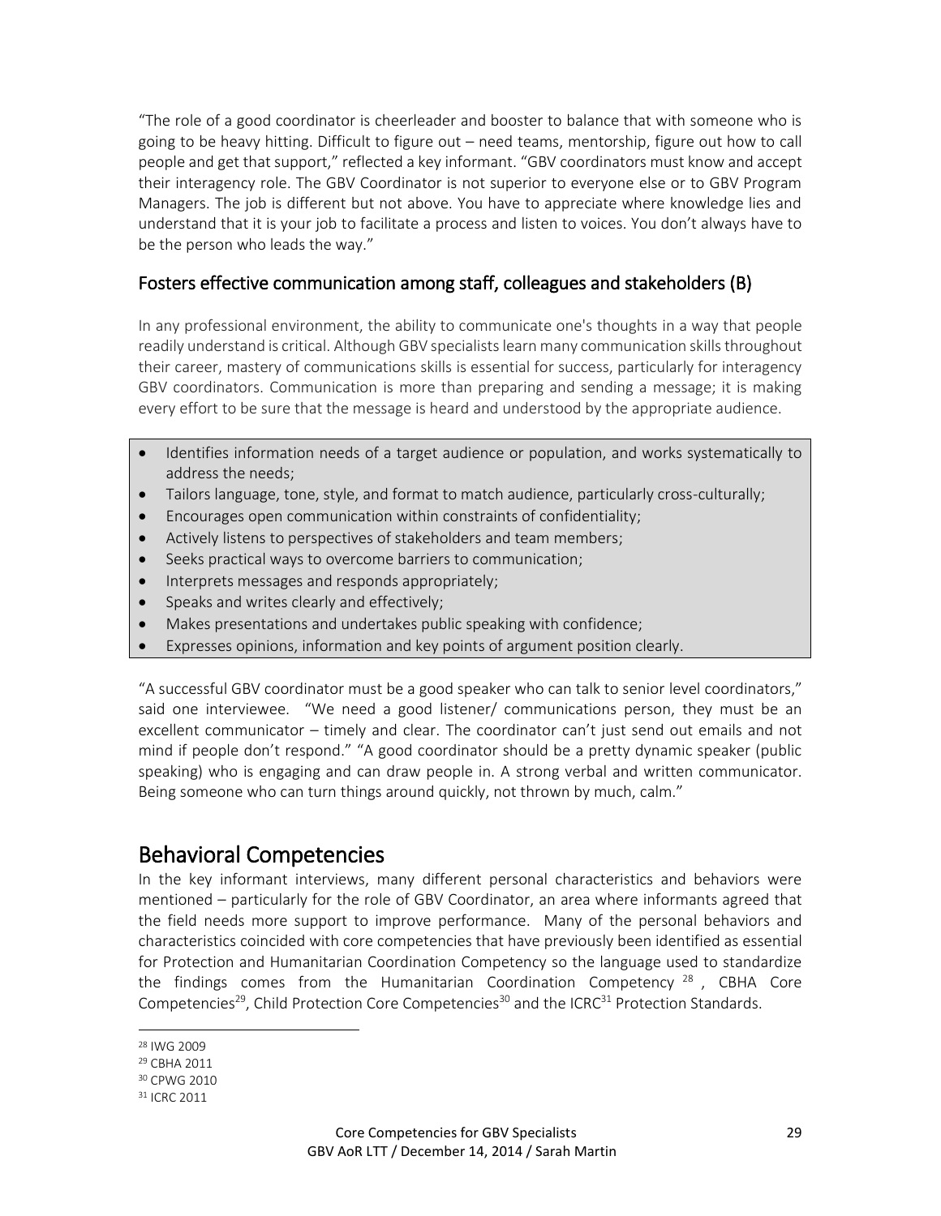"The role of a good coordinator is cheerleader and booster to balance that with someone who is going to be heavy hitting. Difficult to figure out – need teams, mentorship, figure out how to call people and get that support," reflected a key informant. "GBV coordinators must know and accept their interagency role. The GBV Coordinator is not superior to everyone else or to GBV Program Managers. The job is different but not above. You have to appreciate where knowledge lies and understand that it is your job to facilitate a process and listen to voices. You don't always have to be the person who leads the way."

## Fosters effective communication among staff, colleagues and stakeholders (B)

In any professional environment, the ability to communicate one's thoughts in a way that people readily understand is critical. Although GBV specialists learn many communication skills throughout their career, mastery of communications skills is essential for success, particularly for interagency GBV coordinators. Communication is more than preparing and sending a message; it is making every effort to be sure that the message is heard and understood by the appropriate audience.

- Identifies information needs of a target audience or population, and works systematically to address the needs;
- Tailors language, tone, style, and format to match audience, particularly cross-culturally;
- Encourages open communication within constraints of confidentiality;
- Actively listens to perspectives of stakeholders and team members;
- Seeks practical ways to overcome barriers to communication;
- Interprets messages and responds appropriately;
- Speaks and writes clearly and effectively;
- Makes presentations and undertakes public speaking with confidence;
- Expresses opinions, information and key points of argument position clearly.

"A successful GBV coordinator must be a good speaker who can talk to senior level coordinators," said one interviewee. "We need a good listener/ communications person, they must be an excellent communicator – timely and clear. The coordinator can't just send out emails and not mind if people don't respond." "A good coordinator should be a pretty dynamic speaker (public speaking) who is engaging and can draw people in. A strong verbal and written communicator. Being someone who can turn things around quickly, not thrown by much, calm."

# Behavioral Competencies

In the key informant interviews, many different personal characteristics and behaviors were mentioned – particularly for the role of GBV Coordinator, an area where informants agreed that the field needs more support to improve performance. Many of the personal behaviors and characteristics coincided with core competencies that have previously been identified as essential for Protection and Humanitarian Coordination Competency so the language used to standardize the findings comes from the Humanitarian Coordination Competency [28], CBHA Core Competencies[29], Child Protection Core Competencies[30] and the ICRC[31] Protection Standards.

[28] IWG 2009
[29] CBHA 2011
[30] CPWG 2010
[31] ICRC 2011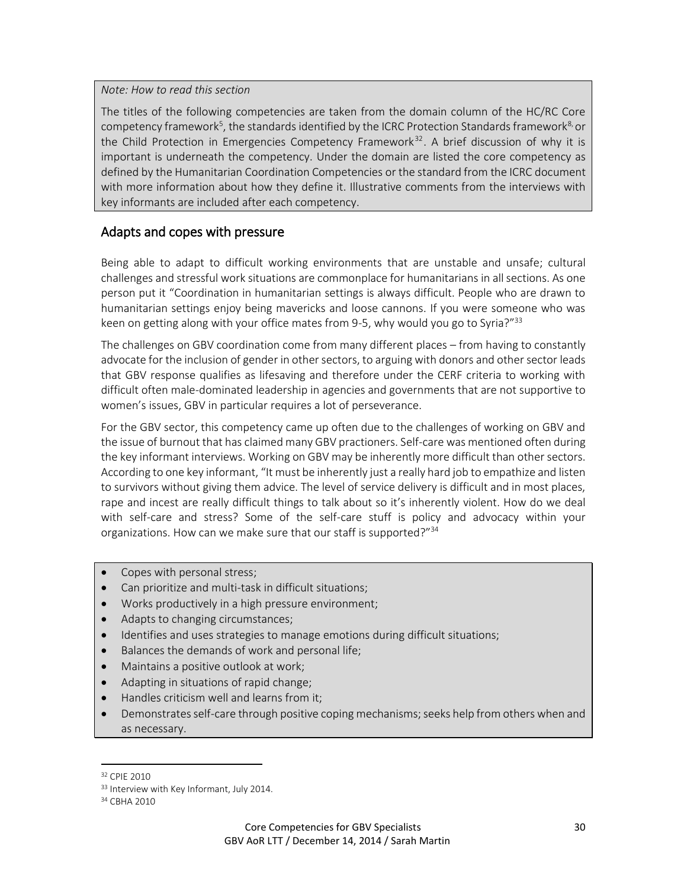*Note: How to read this section*

The titles of the following competencies are taken from the domain column of the HC/RC Core competency framework[5], the standards identified by the ICRC Protection Standards framework[8] or the Child Protection in Emergencies Competency Framework[32]. A brief discussion of why it is important is underneath the competency. Under the domain are listed the core competency as defined by the Humanitarian Coordination Competencies or the standard from the ICRC document with more information about how they define it. Illustrative comments from the interviews with key informants are included after each competency.

## Adapts and copes with pressure

Being able to adapt to difficult working environments that are unstable and unsafe; cultural challenges and stressful work situations are commonplace for humanitarians in all sections. As one person put it "Coordination in humanitarian settings is always difficult. People who are drawn to humanitarian settings enjoy being mavericks and loose cannons. If you were someone who was keen on getting along with your office mates from 9-5, why would you go to Syria?"[33]

The challenges on GBV coordination come from many different places – from having to constantly advocate for the inclusion of gender in other sectors, to arguing with donors and other sector leads that GBV response qualifies as lifesaving and therefore under the CERF criteria to working with difficult often male-dominated leadership in agencies and governments that are not supportive to women's issues, GBV in particular requires a lot of perseverance.

For the GBV sector, this competency came up often due to the challenges of working on GBV and the issue of burnout that has claimed many GBV practioners. Self-care was mentioned often during the key informant interviews. Working on GBV may be inherently more difficult than other sectors. According to one key informant, "It must be inherently just a really hard job to empathize and listen to survivors without giving them advice. The level of service delivery is difficult and in most places, rape and incest are really difficult things to talk about so it's inherently violent. How do we deal with self-care and stress? Some of the self-care stuff is policy and advocacy within your organizations. How can we make sure that our staff is supported?"[34]

- Copes with personal stress;
- Can prioritize and multi-task in difficult situations;
- Works productively in a high pressure environment;
- Adapts to changing circumstances;
- Identifies and uses strategies to manage emotions during difficult situations;
- Balances the demands of work and personal life;
- Maintains a positive outlook at work;
- Adapting in situations of rapid change;
- Handles criticism well and learns from it;
- Demonstrates self-care through positive coping mechanisms; seeks help from others when and as necessary.

---

[32] CPIE 2010

[33] Interview with Key Informant, July 2014.

[34] CBHA 2010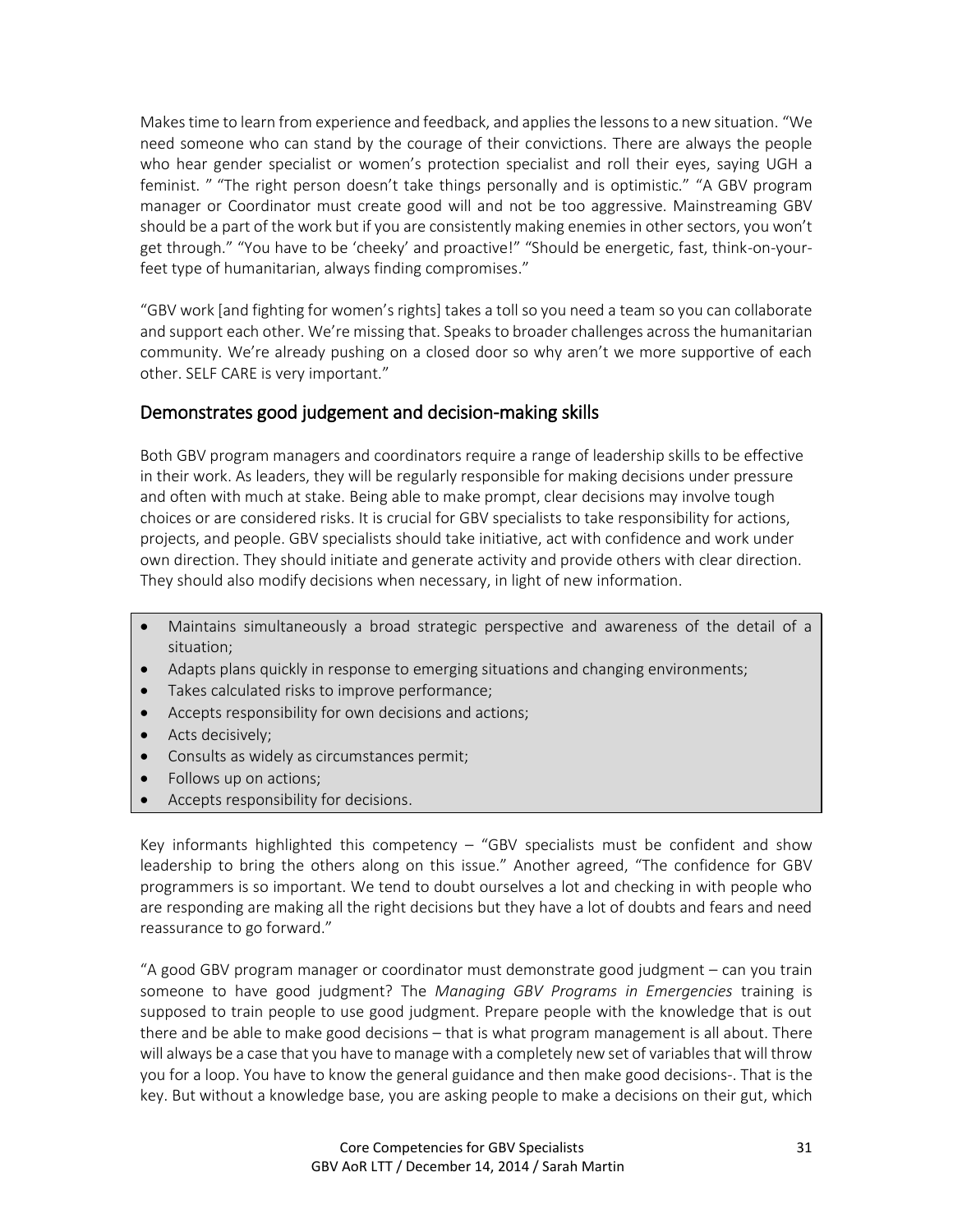Makes time to learn from experience and feedback, and applies the lessons to a new situation. “We need someone who can stand by the courage of their convictions. There are always the people who hear gender specialist or women’s protection specialist and roll their eyes, saying UGH a feminist. ” “The right person doesn’t take things personally and is optimistic.” “A GBV program manager or Coordinator must create good will and not be too aggressive. Mainstreaming GBV should be a part of the work but if you are consistently making enemies in other sectors, you won’t get through.” “You have to be ‘cheeky’ and proactive!” “Should be energetic, fast, think-on-your-feet type of humanitarian, always finding compromises.”

“GBV work [and fighting for women’s rights] takes a toll so you need a team so you can collaborate and support each other. We’re missing that. Speaks to broader challenges across the humanitarian community. We’re already pushing on a closed door so why aren’t we more supportive of each other. SELF CARE is very important.”

## Demonstrates good judgement and decision-making skills

Both GBV program managers and coordinators require a range of leadership skills to be effective in their work. As leaders, they will be regularly responsible for making decisions under pressure and often with much at stake. Being able to make prompt, clear decisions may involve tough choices or are considered risks. It is crucial for GBV specialists to take responsibility for actions, projects, and people. GBV specialists should take initiative, act with confidence and work under own direction. They should initiate and generate activity and provide others with clear direction. They should also modify decisions when necessary, in light of new information.

- Maintains simultaneously a broad strategic perspective and awareness of the detail of a situation;
- Adapts plans quickly in response to emerging situations and changing environments;
- Takes calculated risks to improve performance;
- Accepts responsibility for own decisions and actions;
- Acts decisively;
- Consults as widely as circumstances permit;
- Follows up on actions;
- Accepts responsibility for decisions.

Key informants highlighted this competency – “GBV specialists must be confident and show leadership to bring the others along on this issue.” Another agreed, “The confidence for GBV programmers is so important. We tend to doubt ourselves a lot and checking in with people who are responding are making all the right decisions but they have a lot of doubts and fears and need reassurance to go forward.”

“A good GBV program manager or coordinator must demonstrate good judgment – can you train someone to have good judgment? The *Managing GBV Programs in Emergencies* training is supposed to train people to use good judgment. Prepare people with the knowledge that is out there and be able to make good decisions – that is what program management is all about. There will always be a case that you have to manage with a completely new set of variables that will throw you for a loop. You have to know the general guidance and then make good decisions-. That is the key. But without a knowledge base, you are asking people to make a decisions on their gut, which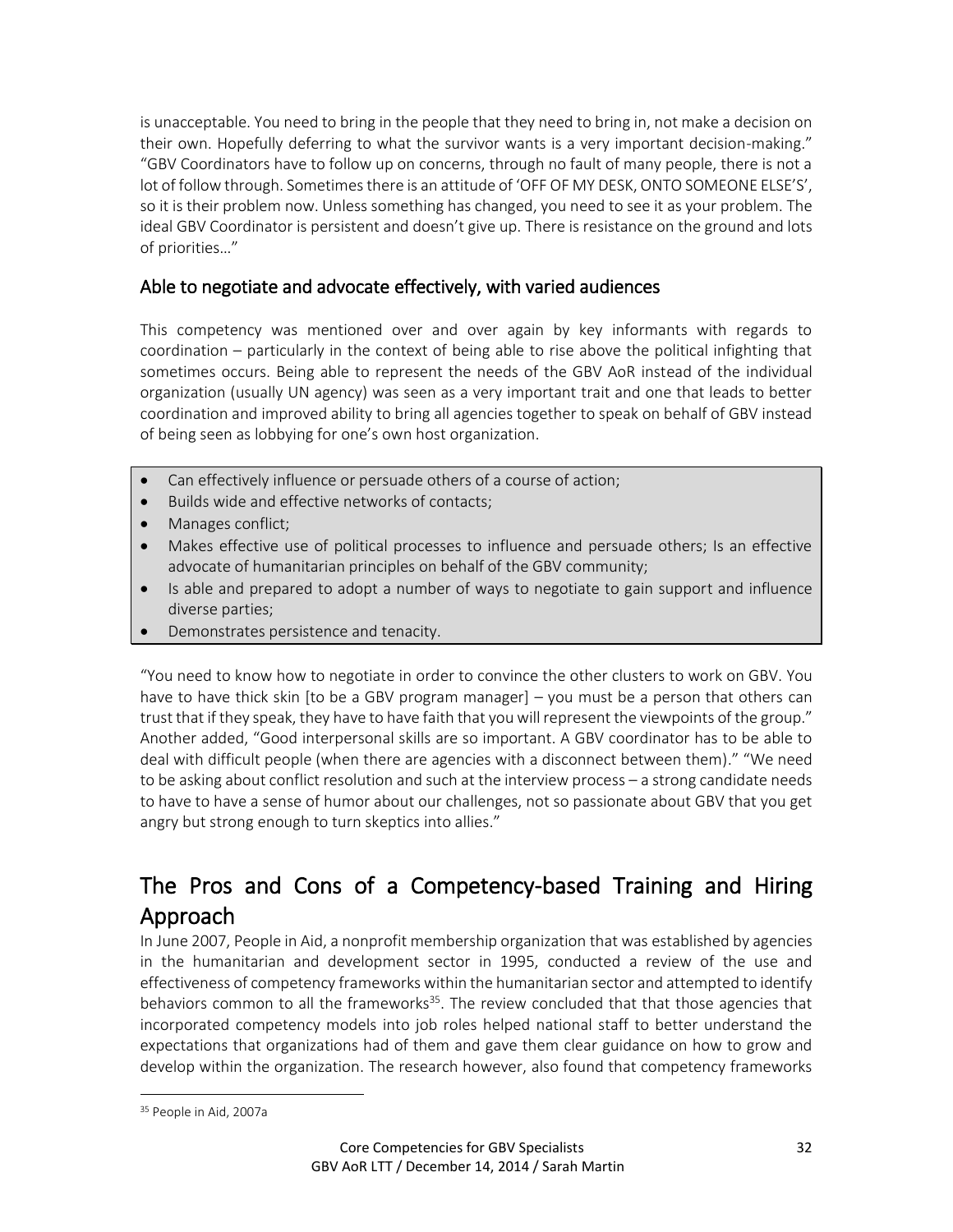is unacceptable. You need to bring in the people that they need to bring in, not make a decision on their own. Hopefully deferring to what the survivor wants is a very important decision-making." "GBV Coordinators have to follow up on concerns, through no fault of many people, there is not a lot of follow through. Sometimes there is an attitude of 'OFF OF MY DESK, ONTO SOMEONE ELSE'S', so it is their problem now. Unless something has changed, you need to see it as your problem. The ideal GBV Coordinator is persistent and doesn't give up. There is resistance on the ground and lots of priorities…"

### Able to negotiate and advocate effectively, with varied audiences

This competency was mentioned over and over again by key informants with regards to coordination – particularly in the context of being able to rise above the political infighting that sometimes occurs. Being able to represent the needs of the GBV AoR instead of the individual organization (usually UN agency) was seen as a very important trait and one that leads to better coordination and improved ability to bring all agencies together to speak on behalf of GBV instead of being seen as lobbying for one's own host organization.

- Can effectively influence or persuade others of a course of action;
- Builds wide and effective networks of contacts;
- Manages conflict;
- Makes effective use of political processes to influence and persuade others; Is an effective advocate of humanitarian principles on behalf of the GBV community;
- Is able and prepared to adopt a number of ways to negotiate to gain support and influence diverse parties;
- Demonstrates persistence and tenacity.

"You need to know how to negotiate in order to convince the other clusters to work on GBV. You have to have thick skin [to be a GBV program manager] – you must be a person that others can trust that if they speak, they have to have faith that you will represent the viewpoints of the group." Another added, "Good interpersonal skills are so important. A GBV coordinator has to be able to deal with difficult people (when there are agencies with a disconnect between them)." "We need to be asking about conflict resolution and such at the interview process – a strong candidate needs to have to have a sense of humor about our challenges, not so passionate about GBV that you get angry but strong enough to turn skeptics into allies."

## The Pros and Cons of a Competency-based Training and Hiring Approach

In June 2007, People in Aid, a nonprofit membership organization that was established by agencies in the humanitarian and development sector in 1995, conducted a review of the use and effectiveness of competency frameworks within the humanitarian sector and attempted to identify behaviors common to all the frameworks[35]. The review concluded that that those agencies that incorporated competency models into job roles helped national staff to better understand the expectations that organizations had of them and gave them clear guidance on how to grow and develop within the organization. The research however, also found that competency frameworks

[35] People in Aid, 2007a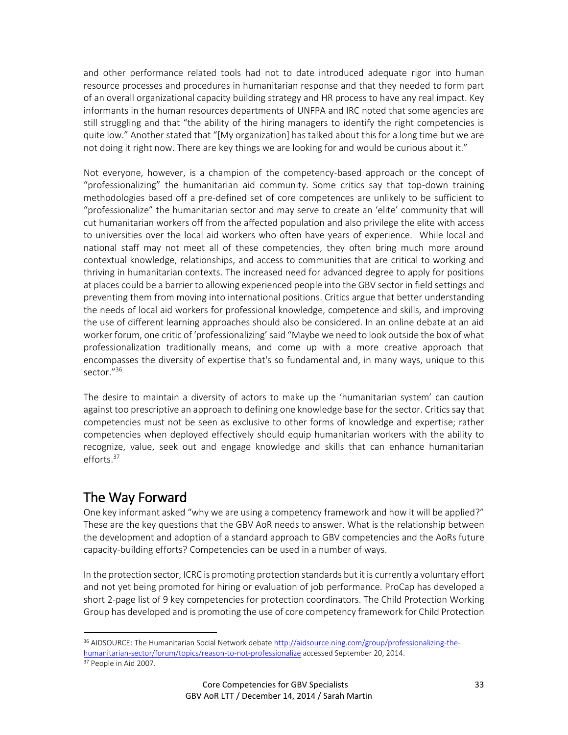and other performance related tools had not to date introduced adequate rigor into human resource processes and procedures in humanitarian response and that they needed to form part of an overall organizational capacity building strategy and HR process to have any real impact. Key informants in the human resources departments of UNFPA and IRC noted that some agencies are still struggling and that "the ability of the hiring managers to identify the right competencies is quite low." Another stated that "[My organization] has talked about this for a long time but we are not doing it right now. There are key things we are looking for and would be curious about it."

Not everyone, however, is a champion of the competency-based approach or the concept of "professionalizing" the humanitarian aid community. Some critics say that top-down training methodologies based off a pre-defined set of core competences are unlikely to be sufficient to "professionalize" the humanitarian sector and may serve to create an 'elite' community that will cut humanitarian workers off from the affected population and also privilege the elite with access to universities over the local aid workers who often have years of experience. While local and national staff may not meet all of these competencies, they often bring much more around contextual knowledge, relationships, and access to communities that are critical to working and thriving in humanitarian contexts. The increased need for advanced degree to apply for positions at places could be a barrier to allowing experienced people into the GBV sector in field settings and preventing them from moving into international positions. Critics argue that better understanding the needs of local aid workers for professional knowledge, competence and skills, and improving the use of different learning approaches should also be considered. In an online debate at an aid worker forum, one critic of 'professionalizing' said "Maybe we need to look outside the box of what professionalization traditionally means, and come up with a more creative approach that encompasses the diversity of expertise that's so fundamental and, in many ways, unique to this sector."[36]

The desire to maintain a diversity of actors to make up the 'humanitarian system' can caution against too prescriptive an approach to defining one knowledge base for the sector. Critics say that competencies must not be seen as exclusive to other forms of knowledge and expertise; rather competencies when deployed effectively should equip humanitarian workers with the ability to recognize, value, seek out and engage knowledge and skills that can enhance humanitarian efforts.[37]

## The Way Forward

One key informant asked "why we are using a competency framework and how it will be applied?" These are the key questions that the GBV AoR needs to answer. What is the relationship between the development and adoption of a standard approach to GBV competencies and the AoRs future capacity-building efforts? Competencies can be used in a number of ways.

In the protection sector, ICRC is promoting protection standards but it is currently a voluntary effort and not yet being promoted for hiring or evaluation of job performance. ProCap has developed a short 2-page list of 9 key competencies for protection coordinators. The Child Protection Working Group has developed and is promoting the use of core competency framework for Child Protection

---

[36] AIDSOURCE: The Humanitarian Social Network debate http://aidsource.ning.com/group/professionalizing-the-humanitarian-sector/forum/topics/reason-to-not-professionalize accessed September 20, 2014.

[37] People in Aid 2007.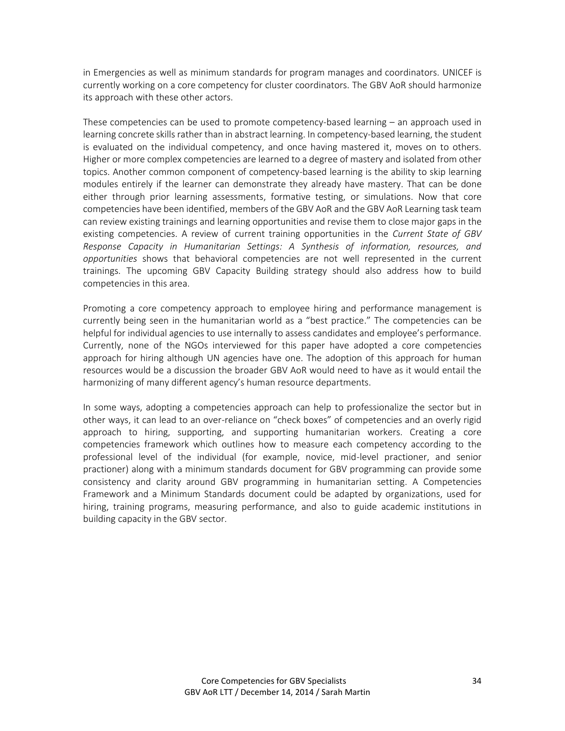in Emergencies as well as minimum standards for program manages and coordinators. UNICEF is currently working on a core competency for cluster coordinators. The GBV AoR should harmonize its approach with these other actors.

These competencies can be used to promote competency-based learning – an approach used in learning concrete skills rather than in abstract learning. In competency-based learning, the student is evaluated on the individual competency, and once having mastered it, moves on to others. Higher or more complex competencies are learned to a degree of mastery and isolated from other topics. Another common component of competency-based learning is the ability to skip learning modules entirely if the learner can demonstrate they already have mastery. That can be done either through prior learning assessments, formative testing, or simulations. Now that core competencies have been identified, members of the GBV AoR and the GBV AoR Learning task team can review existing trainings and learning opportunities and revise them to close major gaps in the existing competencies. A review of current training opportunities in the *Current State of GBV Response Capacity in Humanitarian Settings: A Synthesis of information, resources, and opportunities* shows that behavioral competencies are not well represented in the current trainings. The upcoming GBV Capacity Building strategy should also address how to build competencies in this area.

Promoting a core competency approach to employee hiring and performance management is currently being seen in the humanitarian world as a "best practice." The competencies can be helpful for individual agencies to use internally to assess candidates and employee's performance. Currently, none of the NGOs interviewed for this paper have adopted a core competencies approach for hiring although UN agencies have one. The adoption of this approach for human resources would be a discussion the broader GBV AoR would need to have as it would entail the harmonizing of many different agency's human resource departments.

In some ways, adopting a competencies approach can help to professionalize the sector but in other ways, it can lead to an over-reliance on "check boxes" of competencies and an overly rigid approach to hiring, supporting, and supporting humanitarian workers. Creating a core competencies framework which outlines how to measure each competency according to the professional level of the individual (for example, novice, mid-level practioner, and senior practioner) along with a minimum standards document for GBV programming can provide some consistency and clarity around GBV programming in humanitarian setting. A Competencies Framework and a Minimum Standards document could be adapted by organizations, used for hiring, training programs, measuring performance, and also to guide academic institutions in building capacity in the GBV sector.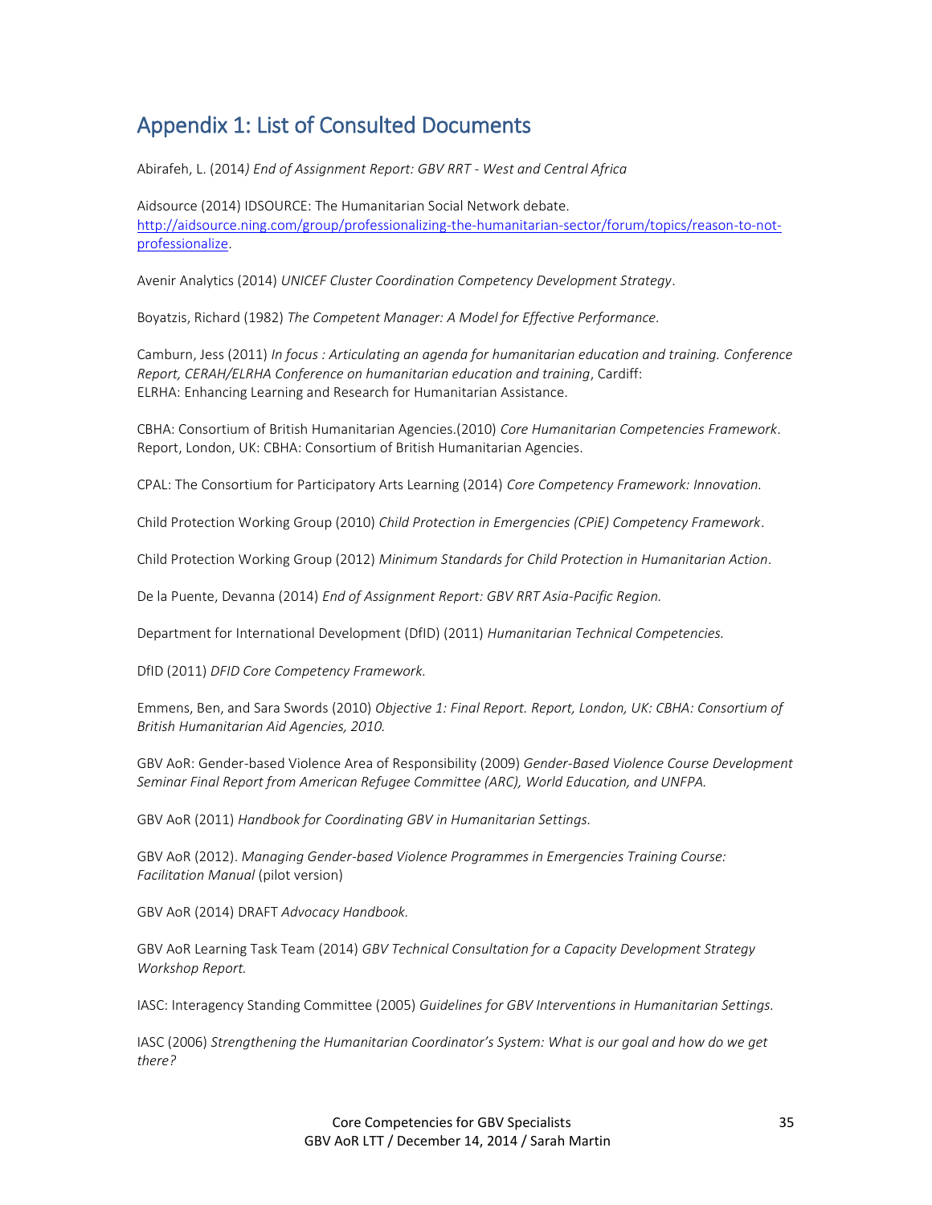## Appendix 1: List of Consulted Documents

Abirafeh, L. (2014*) End of Assignment Report: GBV RRT - West and Central Africa*

Aidsource (2014) IDSOURCE: The Humanitarian Social Network debate. [http://aidsource.ning.com/group/professionalizing-the-humanitarian-sector/forum/topics/reason-to-not-professionalize](http://aidsource.ning.com/group/professionalizing-the-humanitarian-sector/forum/topics/reason-to-not-professionalize).

Avenir Analytics (2014) *UNICEF Cluster Coordination Competency Development Strategy*.

Boyatzis, Richard (1982) *The Competent Manager: A Model for Effective Performance.*

Camburn, Jess (2011) *In focus : Articulating an agenda for humanitarian education and training. Conference Report, CERAH/ELRHA Conference on humanitarian education and training*, Cardiff: ELRHA: Enhancing Learning and Research for Humanitarian Assistance.

CBHA: Consortium of British Humanitarian Agencies.(2010) *Core Humanitarian Competencies Framework*. Report, London, UK: CBHA: Consortium of British Humanitarian Agencies.

CPAL: The Consortium for Participatory Arts Learning (2014) *Core Competency Framework: Innovation.*

Child Protection Working Group (2010) *Child Protection in Emergencies (CPiE) Competency Framework*.

Child Protection Working Group (2012) *Minimum Standards for Child Protection in Humanitarian Action*.

De la Puente, Devanna (2014) *End of Assignment Report: GBV RRT Asia-Pacific Region.*

Department for International Development (DfID) (2011) *Humanitarian Technical Competencies.*

DfID (2011) *DFID Core Competency Framework.*

Emmens, Ben, and Sara Swords (2010) *Objective 1: Final Report. Report, London, UK: CBHA: Consortium of British Humanitarian Aid Agencies, 2010.*

GBV AoR: Gender-based Violence Area of Responsibility (2009) *Gender-Based Violence Course Development Seminar Final Report from American Refugee Committee (ARC), World Education, and UNFPA.*

GBV AoR (2011) *Handbook for Coordinating GBV in Humanitarian Settings.*

GBV AoR (2012). *Managing Gender-based Violence Programmes in Emergencies Training Course: Facilitation Manual* (pilot version)

GBV AoR (2014) DRAFT *Advocacy Handbook.*

GBV AoR Learning Task Team (2014) *GBV Technical Consultation for a Capacity Development Strategy Workshop Report.*

IASC: Interagency Standing Committee (2005) *Guidelines for GBV Interventions in Humanitarian Settings.*

IASC (2006) *Strengthening the Humanitarian Coordinator's System: What is our goal and how do we get there?*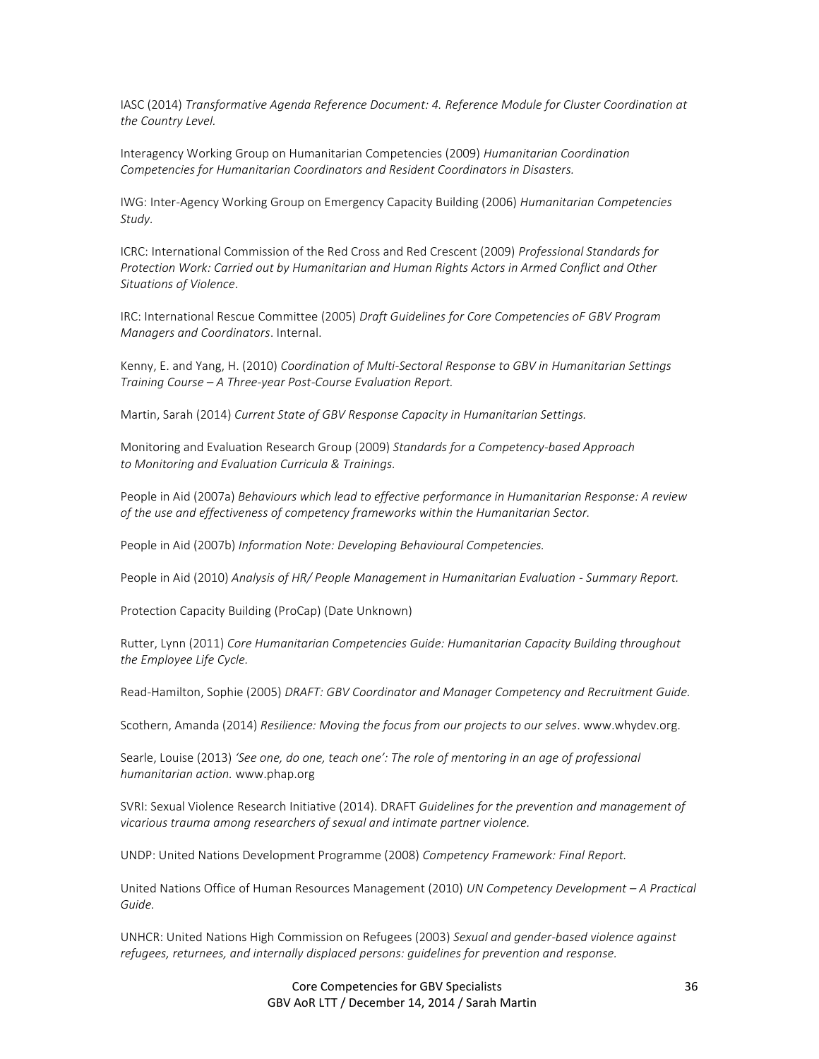IASC (2014) *Transformative Agenda Reference Document: 4. Reference Module for Cluster Coordination at the Country Level.*

Interagency Working Group on Humanitarian Competencies (2009) *Humanitarian Coordination Competencies for Humanitarian Coordinators and Resident Coordinators in Disasters.*

IWG: Inter-Agency Working Group on Emergency Capacity Building (2006) *Humanitarian Competencies Study.*

ICRC: International Commission of the Red Cross and Red Crescent (2009) *Professional Standards for Protection Work: Carried out by Humanitarian and Human Rights Actors in Armed Conflict and Other Situations of Violence*.

IRC: International Rescue Committee (2005) *Draft Guidelines for Core Competencies oF GBV Program Managers and Coordinators*. Internal.

Kenny, E. and Yang, H. (2010) *Coordination of Multi-Sectoral Response to GBV in Humanitarian Settings Training Course – A Three-year Post-Course Evaluation Report.*

Martin, Sarah (2014) *Current State of GBV Response Capacity in Humanitarian Settings.*

Monitoring and Evaluation Research Group (2009) *Standards for a Competency-based Approach to Monitoring and Evaluation Curricula & Trainings.*

People in Aid (2007a) *Behaviours which lead to effective performance in Humanitarian Response: A review of the use and effectiveness of competency frameworks within the Humanitarian Sector.*

People in Aid (2007b) *Information Note: Developing Behavioural Competencies.*

People in Aid (2010) *Analysis of HR/ People Management in Humanitarian Evaluation - Summary Report.*

Protection Capacity Building (ProCap) (Date Unknown)

Rutter, Lynn (2011) *Core Humanitarian Competencies Guide: Humanitarian Capacity Building throughout the Employee Life Cycle.*

Read-Hamilton, Sophie (2005) *DRAFT: GBV Coordinator and Manager Competency and Recruitment Guide.*

Scothern, Amanda (2014) *Resilience: Moving the focus from our projects to our selves*. www.whydev.org.

Searle, Louise (2013) *'See one, do one, teach one': The role of mentoring in an age of professional humanitarian action.* www.phap.org

SVRI: Sexual Violence Research Initiative (2014). DRAFT *Guidelines for the prevention and management of vicarious trauma among researchers of sexual and intimate partner violence.*

UNDP: United Nations Development Programme (2008) *Competency Framework: Final Report.*

United Nations Office of Human Resources Management (2010) *UN Competency Development – A Practical Guide.*

UNHCR: United Nations High Commission on Refugees (2003) *Sexual and gender-based violence against refugees, returnees, and internally displaced persons: guidelines for prevention and response.*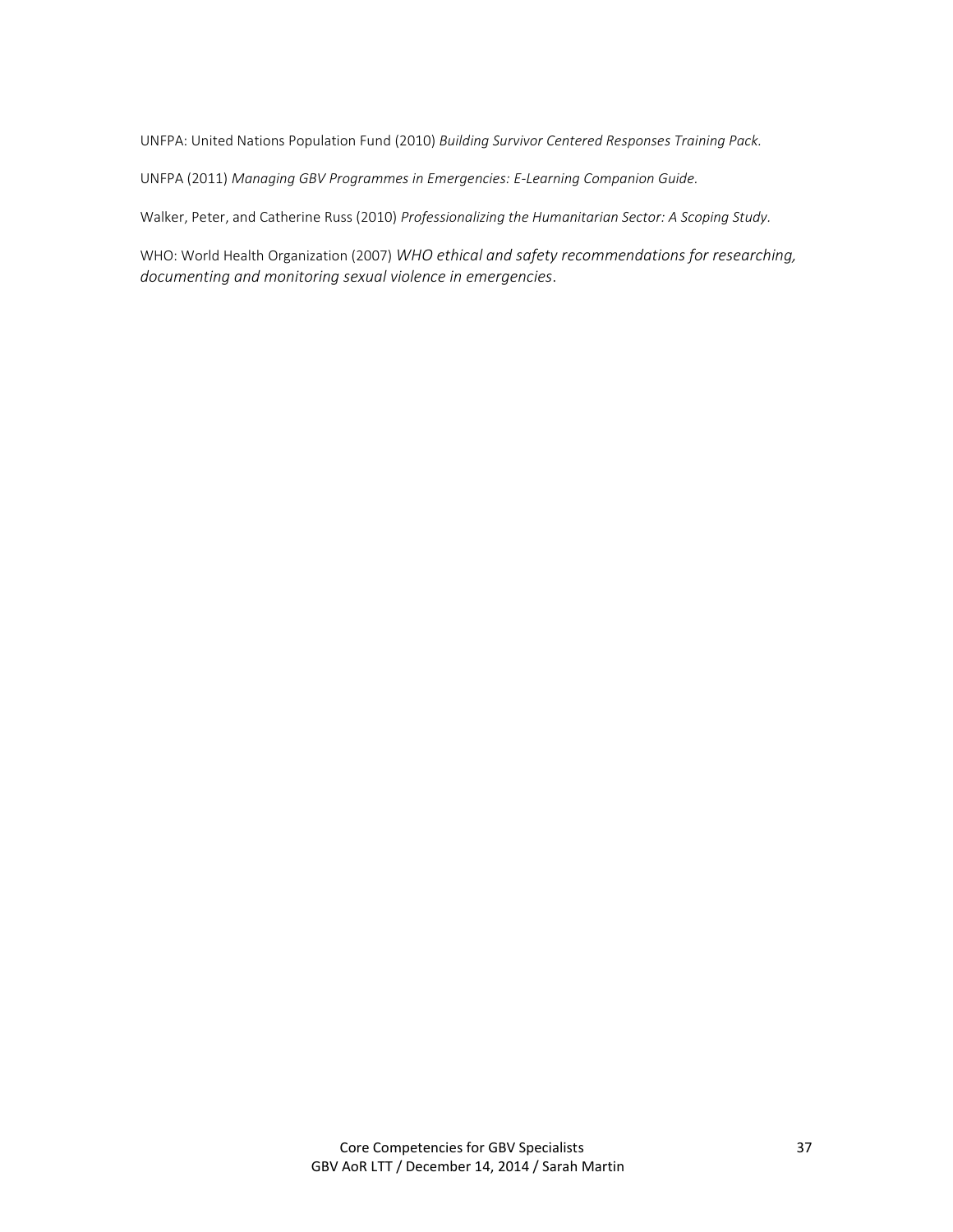UNFPA: United Nations Population Fund (2010) *Building Survivor Centered Responses Training Pack.*

UNFPA (2011) *Managing GBV Programmes in Emergencies: E-Learning Companion Guide.*

Walker, Peter, and Catherine Russ (2010) *Professionalizing the Humanitarian Sector: A Scoping Study.*

WHO: World Health Organization (2007) *WHO ethical and safety recommendations for researching, documenting and monitoring sexual violence in emergencies*.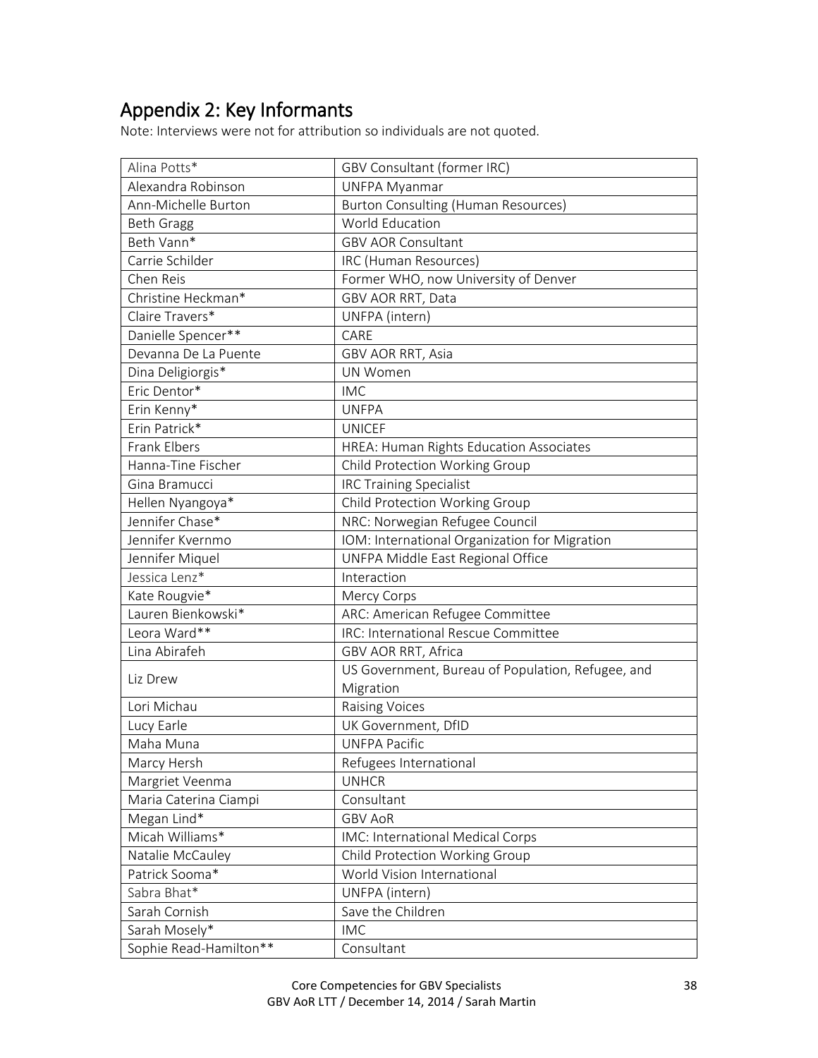## Appendix 2: Key Informants

Note: Interviews were not for attribution so individuals are not quoted.

| | |
|---|---|
| Alina Potts* | GBV Consultant (former IRC) |
| Alexandra Robinson | UNFPA Myanmar |
| Ann-Michelle Burton | Burton Consulting (Human Resources) |
| Beth Gragg | World Education |
| Beth Vann* | GBV AOR Consultant |
| Carrie Schilder | IRC (Human Resources) |
| Chen Reis | Former WHO, now University of Denver |
| Christine Heckman* | GBV AOR RRT, Data |
| Claire Travers* | UNFPA (intern) |
| Danielle Spencer** | CARE |
| Devanna De La Puente | GBV AOR RRT, Asia |
| Dina Deligiorgis* | UN Women |
| Eric Dentor* | IMC |
| Erin Kenny* | UNFPA |
| Erin Patrick* | UNICEF |
| Frank Elbers | HREA: Human Rights Education Associates |
| Hanna-Tine Fischer | Child Protection Working Group |
| Gina Bramucci | IRC Training Specialist |
| Hellen Nyangoya* | Child Protection Working Group |
| Jennifer Chase* | NRC: Norwegian Refugee Council |
| Jennifer Kvernmo | IOM: International Organization for Migration |
| Jennifer Miquel | UNFPA Middle East Regional Office |
| Jessica Lenz* | Interaction |
| Kate Rougvie* | Mercy Corps |
| Lauren Bienkowski* | ARC: American Refugee Committee |
| Leora Ward** | IRC: International Rescue Committee |
| Lina Abirafeh | GBV AOR RRT, Africa |
| Liz Drew | US Government, Bureau of Population, Refugee, and Migration |
| Lori Michau | Raising Voices |
| Lucy Earle | UK Government, DfID |
| Maha Muna | UNFPA Pacific |
| Marcy Hersh | Refugees International |
| Margriet Veenma | UNHCR |
| Maria Caterina Ciampi | Consultant |
| Megan Lind* | GBV AoR |
| Micah Williams* | IMC: International Medical Corps |
| Natalie McCauley | Child Protection Working Group |
| Patrick Sooma* | World Vision International |
| Sabra Bhat* | UNFPA (intern) |
| Sarah Cornish | Save the Children |
| Sarah Mosely* | IMC |
| Sophie Read-Hamilton** | Consultant |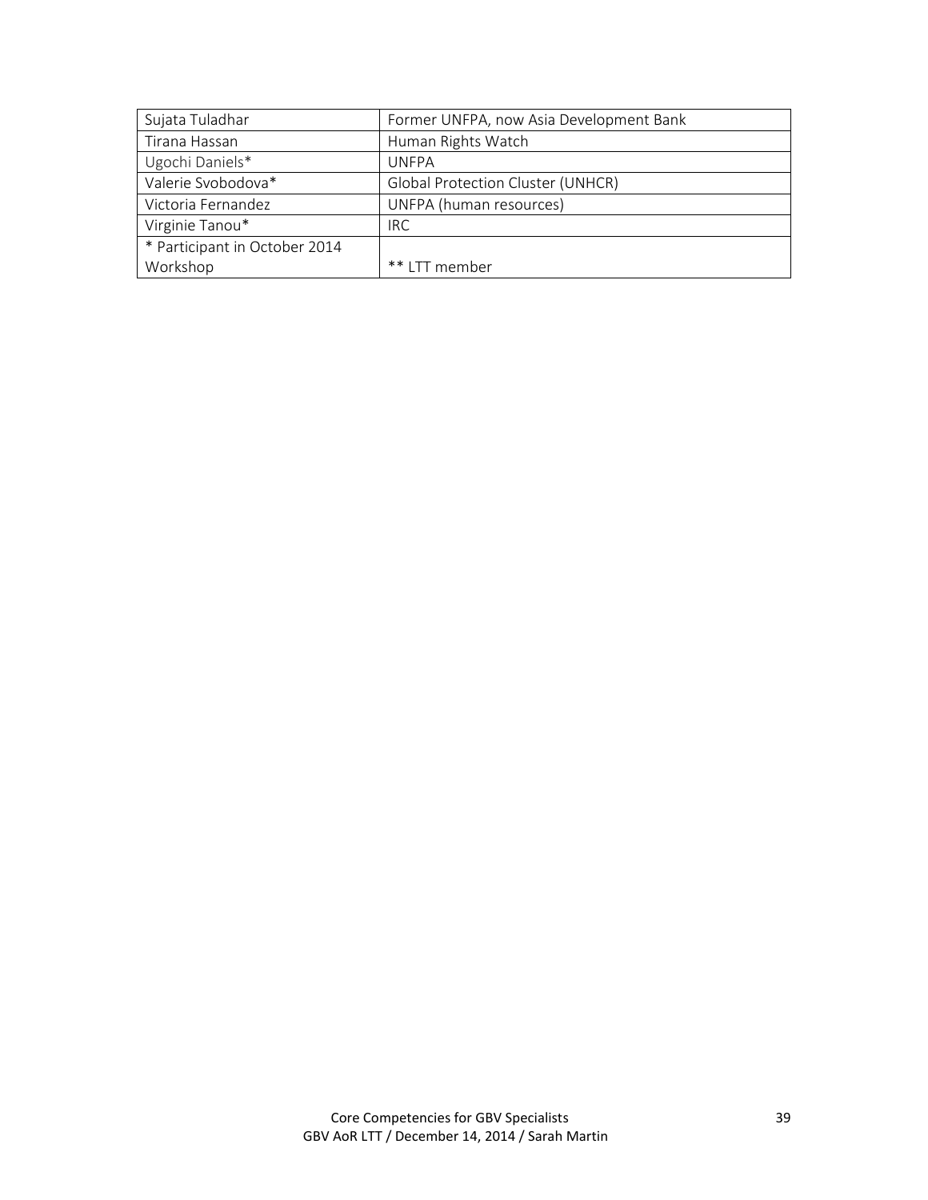| | |
|---|---|
| Sujata Tuladhar | Former UNFPA, now Asia Development Bank |
| Tirana Hassan | Human Rights Watch |
| Ugochi Daniels* | UNFPA |
| Valerie Svobodova* | Global Protection Cluster (UNHCR) |
| Victoria Fernandez | UNFPA (human resources) |
| Virginie Tanou* | IRC |
| * Participant in October 2014 Workshop | ** LTT member |